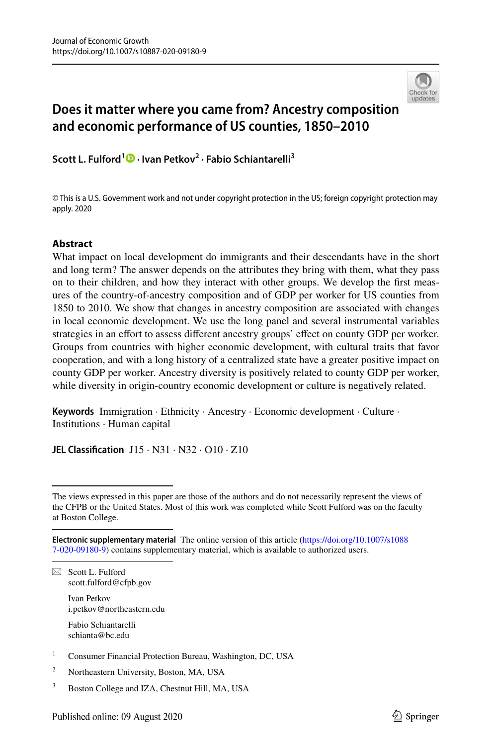# Does it matter where you came from? Ancestry composition and economic performance of US counties, 1850–2010

**Scott L. Fulford[1] · Ivan Petkov[2] · Fabio Schiantarelli[3]**

© This is a U.S. Government work and not under copyright protection in the US; foreign copyright protection may apply. 2020

## Abstract

What impact on local development do immigrants and their descendants have in the short and long term? The answer depends on the attributes they bring with them, what they pass on to their children, and how they interact with other groups. We develop the first measures of the country-of-ancestry composition and of GDP per worker for US counties from 1850 to 2010. We show that changes in ancestry composition are associated with changes in local economic development. We use the long panel and several instrumental variables strategies in an effort to assess different ancestry groups' effect on county GDP per worker. Groups from countries with higher economic development, with cultural traits that favor cooperation, and with a long history of a centralized state have a greater positive impact on county GDP per worker. Ancestry diversity is positively related to county GDP per worker, while diversity in origin-country economic development or culture is negatively related.

**Keywords** Immigration · Ethnicity · Ancestry · Economic development · Culture · Institutions · Human capital

**JEL Classification** J15 · N31 · N32 · O10 · Z10

---

The views expressed in this paper are those of the authors and do not necessarily represent the views of the CFPB or the United States. Most of this work was completed while Scott Fulford was on the faculty at Boston College.

**Electronic supplementary material** The online version of this article (https://doi.org/10.1007/s10887-020-09180-9) contains supplementary material, which is available to authorized users.

Scott L. Fulford
scott.fulford@cfpb.gov

Ivan Petkov
i.petkov@northeastern.edu

Fabio Schiantarelli
schianta@bc.edu

[1] Consumer Financial Protection Bureau, Washington, DC, USA

[2] Northeastern University, Boston, MA, USA

[3] Boston College and IZA, Chestnut Hill, MA, USA

Published online: 09 August 2020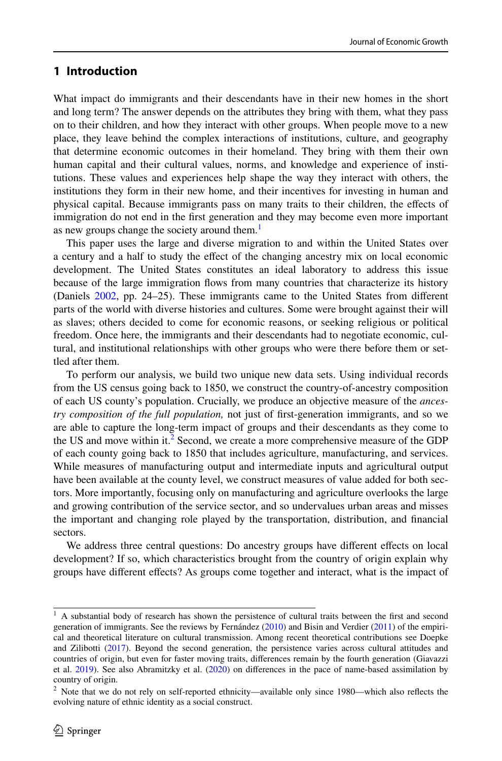## 1 Introduction

What impact do immigrants and their descendants have in their new homes in the short and long term? The answer depends on the attributes they bring with them, what they pass on to their children, and how they interact with other groups. When people move to a new place, they leave behind the complex interactions of institutions, culture, and geography that determine economic outcomes in their homeland. They bring with them their own human capital and their cultural values, norms, and knowledge and experience of institutions. These values and experiences help shape the way they interact with others, the institutions they form in their new home, and their incentives for investing in human and physical capital. Because immigrants pass on many traits to their children, the effects of immigration do not end in the first generation and they may become even more important as new groups change the society around them.[1]

This paper uses the large and diverse migration to and within the United States over a century and a half to study the effect of the changing ancestry mix on local economic development. The United States constitutes an ideal laboratory to address this issue because of the large immigration flows from many countries that characterize its history (Daniels 2002, pp. 24–25). These immigrants came to the United States from different parts of the world with diverse histories and cultures. Some were brought against their will as slaves; others decided to come for economic reasons, or seeking religious or political freedom. Once here, the immigrants and their descendants had to negotiate economic, cultural, and institutional relationships with other groups who were there before them or settled after them.

To perform our analysis, we build two unique new data sets. Using individual records from the US census going back to 1850, we construct the country-of-ancestry composition of each US county's population. Crucially, we produce an objective measure of the *ancestry composition of the full population,* not just of first-generation immigrants, and so we are able to capture the long-term impact of groups and their descendants as they come to the US and move within it.[2] Second, we create a more comprehensive measure of the GDP of each county going back to 1850 that includes agriculture, manufacturing, and services. While measures of manufacturing output and intermediate inputs and agricultural output have been available at the county level, we construct measures of value added for both sectors. More importantly, focusing only on manufacturing and agriculture overlooks the large and growing contribution of the service sector, and so undervalues urban areas and misses the important and changing role played by the transportation, distribution, and financial sectors.

We address three central questions: Do ancestry groups have different effects on local development? If so, which characteristics brought from the country of origin explain why groups have different effects? As groups come together and interact, what is the impact of

---

[1] A substantial body of research has shown the persistence of cultural traits between the first and second generation of immigrants. See the reviews by Fernández (2010) and Bisin and Verdier (2011) of the empirical and theoretical literature on cultural transmission. Among recent theoretical contributions see Doepke and Zilibotti (2017). Beyond the second generation, the persistence varies across cultural attitudes and countries of origin, but even for faster moving traits, differences remain by the fourth generation (Giavazzi et al. 2019). See also Abramitzky et al. (2020) on differences in the pace of name-based assimilation by country of origin.

[2] Note that we do not rely on self-reported ethnicity—available only since 1980—which also reflects the evolving nature of ethnic identity as a social construct.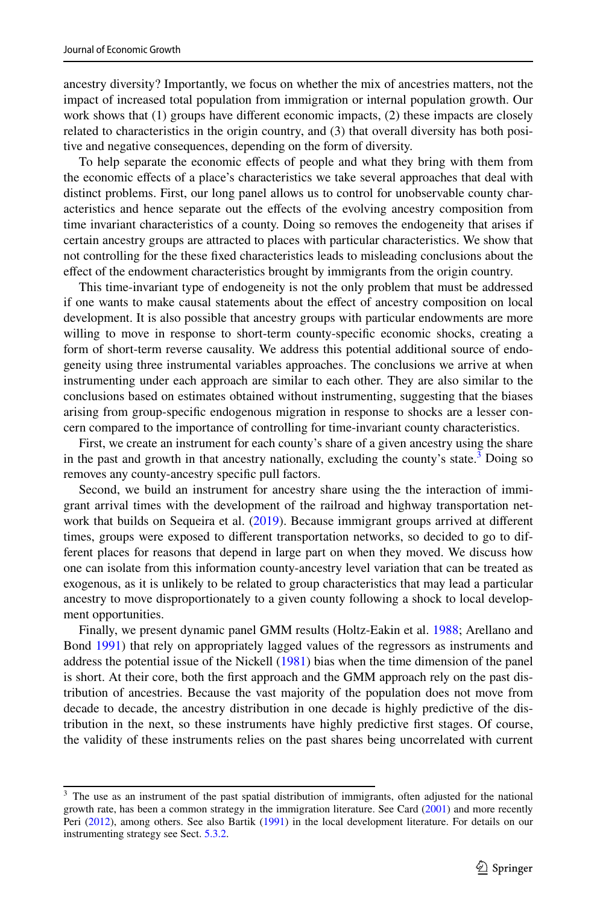ancestry diversity? Importantly, we focus on whether the mix of ancestries matters, not the impact of increased total population from immigration or internal population growth. Our work shows that (1) groups have different economic impacts, (2) these impacts are closely related to characteristics in the origin country, and (3) that overall diversity has both positive and negative consequences, depending on the form of diversity.

To help separate the economic effects of people and what they bring with them from the economic effects of a place's characteristics we take several approaches that deal with distinct problems. First, our long panel allows us to control for unobservable county characteristics and hence separate out the effects of the evolving ancestry composition from time invariant characteristics of a county. Doing so removes the endogeneity that arises if certain ancestry groups are attracted to places with particular characteristics. We show that not controlling for the these fixed characteristics leads to misleading conclusions about the effect of the endowment characteristics brought by immigrants from the origin country.

This time-invariant type of endogeneity is not the only problem that must be addressed if one wants to make causal statements about the effect of ancestry composition on local development. It is also possible that ancestry groups with particular endowments are more willing to move in response to short-term county-specific economic shocks, creating a form of short-term reverse causality. We address this potential additional source of endogeneity using three instrumental variables approaches. The conclusions we arrive at when instrumenting under each approach are similar to each other. They are also similar to the conclusions based on estimates obtained without instrumenting, suggesting that the biases arising from group-specific endogenous migration in response to shocks are a lesser concern compared to the importance of controlling for time-invariant county characteristics.

First, we create an instrument for each county's share of a given ancestry using the share in the past and growth in that ancestry nationally, excluding the county's state.[3] Doing so removes any county-ancestry specific pull factors.

Second, we build an instrument for ancestry share using the the interaction of immigrant arrival times with the development of the railroad and highway transportation network that builds on Sequeira et al. (2019). Because immigrant groups arrived at different times, groups were exposed to different transportation networks, so decided to go to different places for reasons that depend in large part on when they moved. We discuss how one can isolate from this information county-ancestry level variation that can be treated as exogenous, as it is unlikely to be related to group characteristics that may lead a particular ancestry to move disproportionately to a given county following a shock to local development opportunities.

Finally, we present dynamic panel GMM results (Holtz-Eakin et al. 1988; Arellano and Bond 1991) that rely on appropriately lagged values of the regressors as instruments and address the potential issue of the Nickell (1981) bias when the time dimension of the panel is short. At their core, both the first approach and the GMM approach rely on the past distribution of ancestries. Because the vast majority of the population does not move from decade to decade, the ancestry distribution in one decade is highly predictive of the distribution in the next, so these instruments have highly predictive first stages. Of course, the validity of these instruments relies on the past shares being uncorrelated with current

[3] The use as an instrument of the past spatial distribution of immigrants, often adjusted for the national growth rate, has been a common strategy in the immigration literature. See Card (2001) and more recently Peri (2012), among others. See also Bartik (1991) in the local development literature. For details on our instrumenting strategy see Sect. 5.3.2.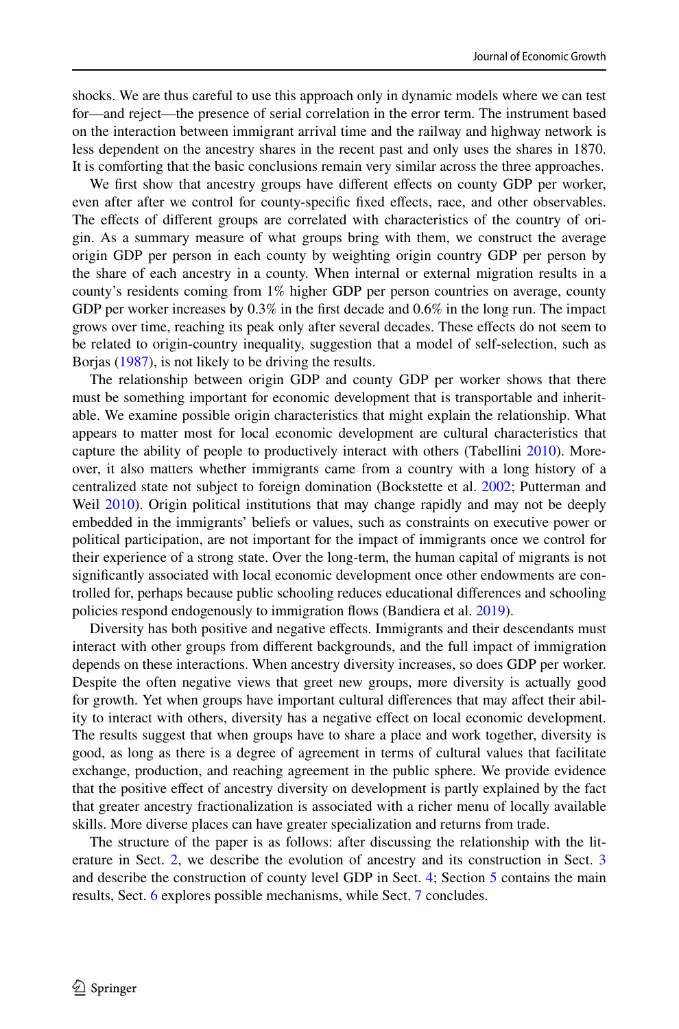shocks. We are thus careful to use this approach only in dynamic models where we can test for—and reject—the presence of serial correlation in the error term. The instrument based on the interaction between immigrant arrival time and the railway and highway network is less dependent on the ancestry shares in the recent past and only uses the shares in 1870. It is comforting that the basic conclusions remain very similar across the three approaches.

We first show that ancestry groups have different effects on county GDP per worker, even after after we control for county-specific fixed effects, race, and other observables. The effects of different groups are correlated with characteristics of the country of origin. As a summary measure of what groups bring with them, we construct the average origin GDP per person in each county by weighting origin country GDP per person by the share of each ancestry in a county. When internal or external migration results in a county's residents coming from 1% higher GDP per person countries on average, county GDP per worker increases by 0.3% in the first decade and 0.6% in the long run. The impact grows over time, reaching its peak only after several decades. These effects do not seem to be related to origin-country inequality, suggestion that a model of self-selection, such as Borjas (1987), is not likely to be driving the results.

The relationship between origin GDP and county GDP per worker shows that there must be something important for economic development that is transportable and inheritable. We examine possible origin characteristics that might explain the relationship. What appears to matter most for local economic development are cultural characteristics that capture the ability of people to productively interact with others (Tabellini 2010). Moreover, it also matters whether immigrants came from a country with a long history of a centralized state not subject to foreign domination (Bockstette et al. 2002; Putterman and Weil 2010). Origin political institutions that may change rapidly and may not be deeply embedded in the immigrants' beliefs or values, such as constraints on executive power or political participation, are not important for the impact of immigrants once we control for their experience of a strong state. Over the long-term, the human capital of migrants is not significantly associated with local economic development once other endowments are controlled for, perhaps because public schooling reduces educational differences and schooling policies respond endogenously to immigration flows (Bandiera et al. 2019).

Diversity has both positive and negative effects. Immigrants and their descendants must interact with other groups from different backgrounds, and the full impact of immigration depends on these interactions. When ancestry diversity increases, so does GDP per worker. Despite the often negative views that greet new groups, more diversity is actually good for growth. Yet when groups have important cultural differences that may affect their ability to interact with others, diversity has a negative effect on local economic development. The results suggest that when groups have to share a place and work together, diversity is good, as long as there is a degree of agreement in terms of cultural values that facilitate exchange, production, and reaching agreement in the public sphere. We provide evidence that the positive effect of ancestry diversity on development is partly explained by the fact that greater ancestry fractionalization is associated with a richer menu of locally available skills. More diverse places can have greater specialization and returns from trade.

The structure of the paper is as follows: after discussing the relationship with the literature in Sect. 2, we describe the evolution of ancestry and its construction in Sect. 3 and describe the construction of county level GDP in Sect. 4; Section 5 contains the main results, Sect. 6 explores possible mechanisms, while Sect. 7 concludes.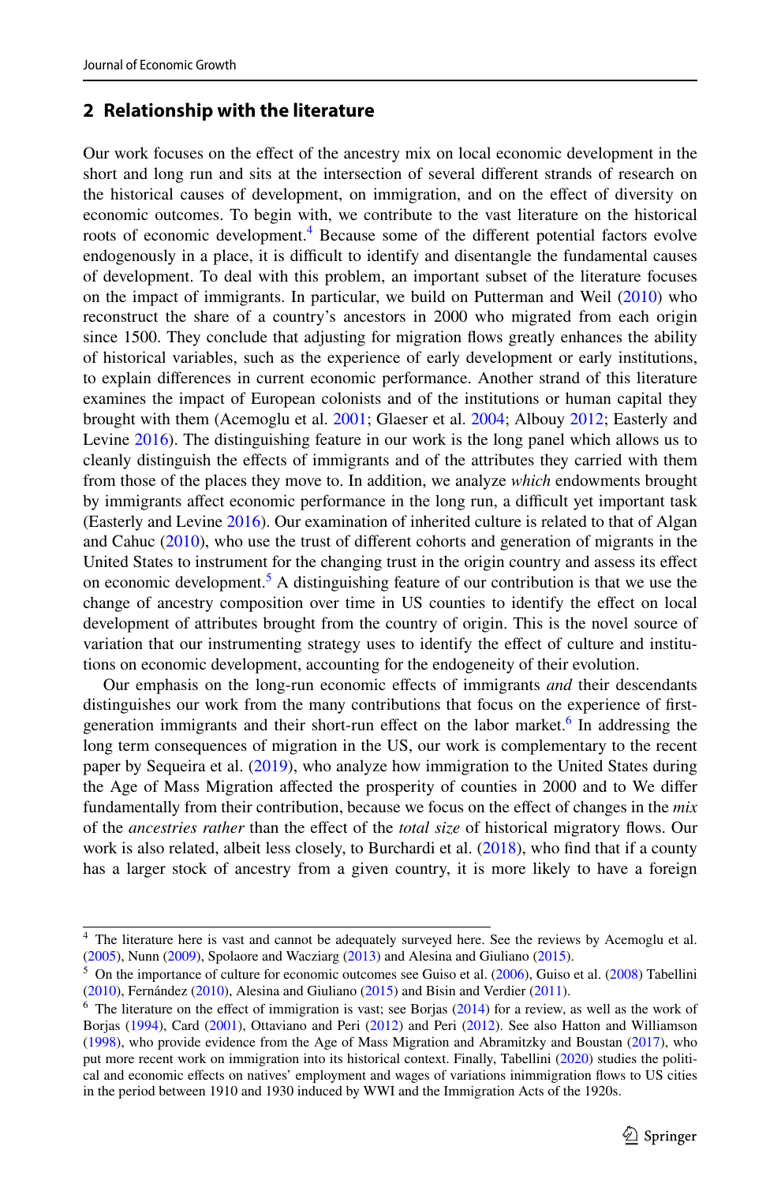## 2 Relationship with the literature

Our work focuses on the effect of the ancestry mix on local economic development in the short and long run and sits at the intersection of several different strands of research on the historical causes of development, on immigration, and on the effect of diversity on economic outcomes. To begin with, we contribute to the vast literature on the historical roots of economic development.[4] Because some of the different potential factors evolve endogenously in a place, it is difficult to identify and disentangle the fundamental causes of development. To deal with this problem, an important subset of the literature focuses on the impact of immigrants. In particular, we build on Putterman and Weil (2010) who reconstruct the share of a country's ancestors in 2000 who migrated from each origin since 1500. They conclude that adjusting for migration flows greatly enhances the ability of historical variables, such as the experience of early development or early institutions, to explain differences in current economic performance. Another strand of this literature examines the impact of European colonists and of the institutions or human capital they brought with them (Acemoglu et al. 2001; Glaeser et al. 2004; Albouy 2012; Easterly and Levine 2016). The distinguishing feature in our work is the long panel which allows us to cleanly distinguish the effects of immigrants and of the attributes they carried with them from those of the places they move to. In addition, we analyze *which* endowments brought by immigrants affect economic performance in the long run, a difficult yet important task (Easterly and Levine 2016). Our examination of inherited culture is related to that of Algan and Cahuc (2010), who use the trust of different cohorts and generation of migrants in the United States to instrument for the changing trust in the origin country and assess its effect on economic development.[5] A distinguishing feature of our contribution is that we use the change of ancestry composition over time in US counties to identify the effect on local development of attributes brought from the country of origin. This is the novel source of variation that our instrumenting strategy uses to identify the effect of culture and institutions on economic development, accounting for the endogeneity of their evolution.

Our emphasis on the long-run economic effects of immigrants *and* their descendants distinguishes our work from the many contributions that focus on the experience of first-generation immigrants and their short-run effect on the labor market.[6] In addressing the long term consequences of migration in the US, our work is complementary to the recent paper by Sequeira et al. (2019), who analyze how immigration to the United States during the Age of Mass Migration affected the prosperity of counties in 2000 and to We differ fundamentally from their contribution, because we focus on the effect of changes in the *mix* of the *ancestries rather* than the effect of the *total size* of historical migratory flows. Our work is also related, albeit less closely, to Burchardi et al. (2018), who find that if a county has a larger stock of ancestry from a given country, it is more likely to have a foreign

---

[4] The literature here is vast and cannot be adequately surveyed here. See the reviews by Acemoglu et al. (2005), Nunn (2009), Spolaore and Wacziarg (2013) and Alesina and Giuliano (2015).

[5] On the importance of culture for economic outcomes see Guiso et al. (2006), Guiso et al. (2008) Tabellini (2010), Fernández (2010), Alesina and Giuliano (2015) and Bisin and Verdier (2011).

[6] The literature on the effect of immigration is vast; see Borjas (2014) for a review, as well as the work of Borjas (1994), Card (2001), Ottaviano and Peri (2012) and Peri (2012). See also Hatton and Williamson (1998), who provide evidence from the Age of Mass Migration and Abramitzky and Boustan (2017), who put more recent work on immigration into its historical context. Finally, Tabellini (2020) studies the political and economic effects on natives' employment and wages of variations inimmigration flows to US cities in the period between 1910 and 1930 induced by WWI and the Immigration Acts of the 1920s.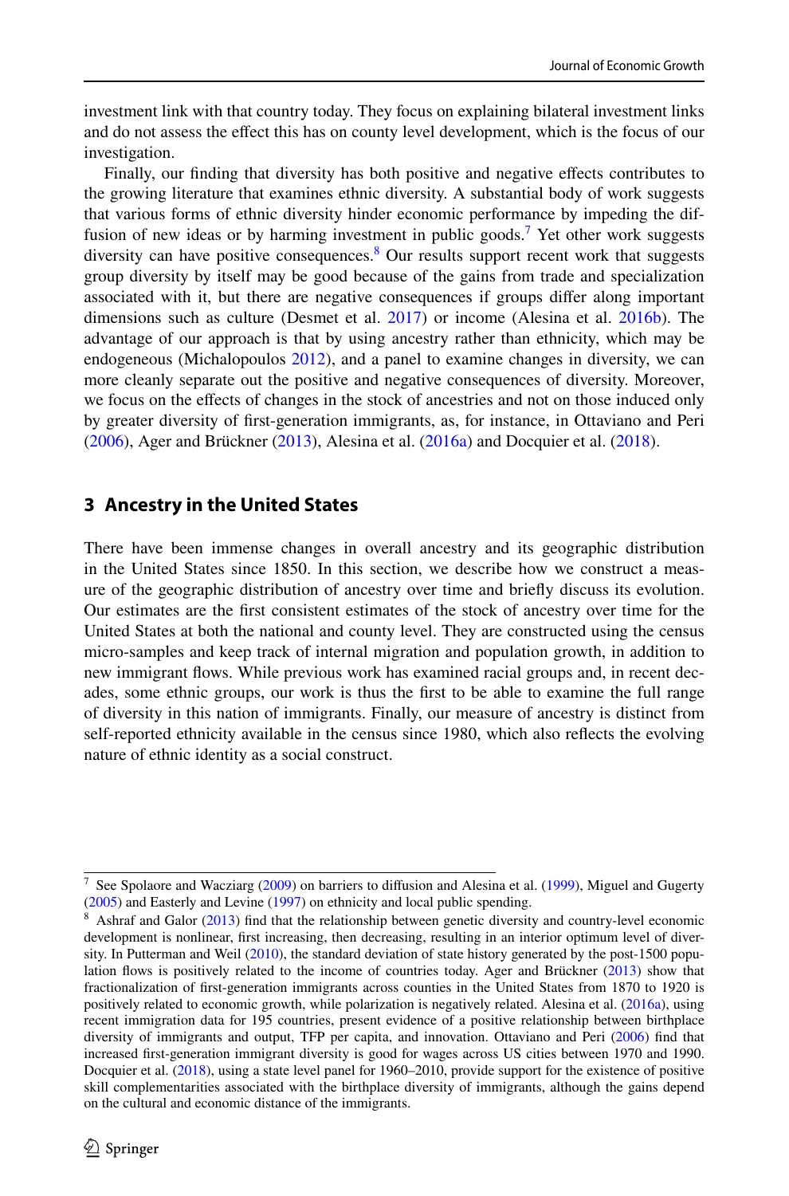investment link with that country today. They focus on explaining bilateral investment links and do not assess the effect this has on county level development, which is the focus of our investigation.

Finally, our finding that diversity has both positive and negative effects contributes to the growing literature that examines ethnic diversity. A substantial body of work suggests that various forms of ethnic diversity hinder economic performance by impeding the diffusion of new ideas or by harming investment in public goods.[7] Yet other work suggests diversity can have positive consequences.[8] Our results support recent work that suggests group diversity by itself may be good because of the gains from trade and specialization associated with it, but there are negative consequences if groups differ along important dimensions such as culture (Desmet et al. 2017) or income (Alesina et al. 2016b). The advantage of our approach is that by using ancestry rather than ethnicity, which may be endogeneous (Michalopoulos 2012), and a panel to examine changes in diversity, we can more cleanly separate out the positive and negative consequences of diversity. Moreover, we focus on the effects of changes in the stock of ancestries and not on those induced only by greater diversity of first-generation immigrants, as, for instance, in Ottaviano and Peri (2006), Ager and Brückner (2013), Alesina et al. (2016a) and Docquier et al. (2018).

## 3 Ancestry in the United States

There have been immense changes in overall ancestry and its geographic distribution in the United States since 1850. In this section, we describe how we construct a measure of the geographic distribution of ancestry over time and briefly discuss its evolution. Our estimates are the first consistent estimates of the stock of ancestry over time for the United States at both the national and county level. They are constructed using the census micro-samples and keep track of internal migration and population growth, in addition to new immigrant flows. While previous work has examined racial groups and, in recent decades, some ethnic groups, our work is thus the first to be able to examine the full range of diversity in this nation of immigrants. Finally, our measure of ancestry is distinct from self-reported ethnicity available in the census since 1980, which also reflects the evolving nature of ethnic identity as a social construct.

---

[7] See Spolaore and Wacziarg (2009) on barriers to diffusion and Alesina et al. (1999), Miguel and Gugerty (2005) and Easterly and Levine (1997) on ethnicity and local public spending.

[8] Ashraf and Galor (2013) find that the relationship between genetic diversity and country-level economic development is nonlinear, first increasing, then decreasing, resulting in an interior optimum level of diversity. In Putterman and Weil (2010), the standard deviation of state history generated by the post-1500 population flows is positively related to the income of countries today. Ager and Brückner (2013) show that fractionalization of first-generation immigrants across counties in the United States from 1870 to 1920 is positively related to economic growth, while polarization is negatively related. Alesina et al. (2016a), using recent immigration data for 195 countries, present evidence of a positive relationship between birthplace diversity of immigrants and output, TFP per capita, and innovation. Ottaviano and Peri (2006) find that increased first-generation immigrant diversity is good for wages across US cities between 1970 and 1990. Docquier et al. (2018), using a state level panel for 1960–2010, provide support for the existence of positive skill complementarities associated with the birthplace diversity of immigrants, although the gains depend on the cultural and economic distance of the immigrants.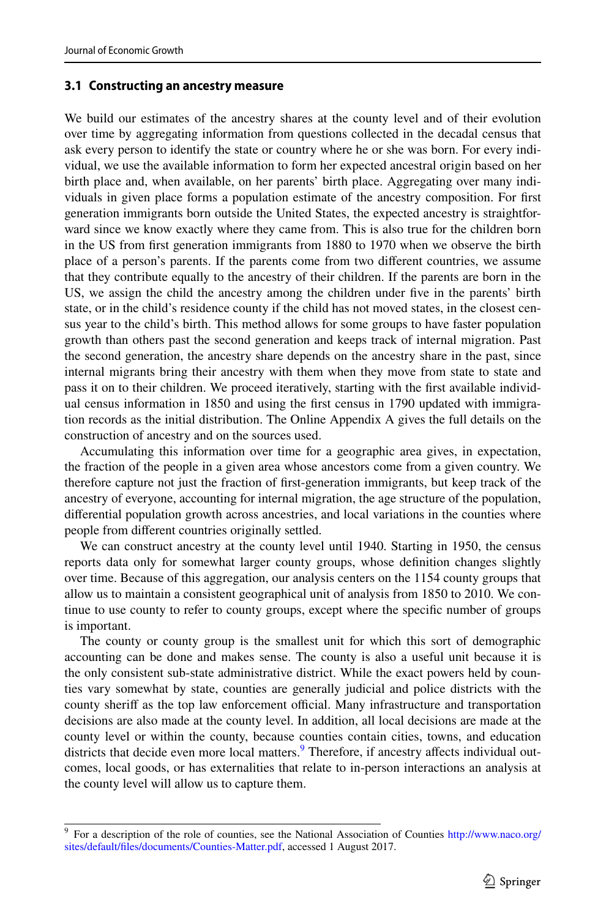### 3.1 Constructing an ancestry measure

We build our estimates of the ancestry shares at the county level and of their evolution over time by aggregating information from questions collected in the decadal census that ask every person to identify the state or country where he or she was born. For every individual, we use the available information to form her expected ancestral origin based on her birth place and, when available, on her parents' birth place. Aggregating over many individuals in given place forms a population estimate of the ancestry composition. For first generation immigrants born outside the United States, the expected ancestry is straightforward since we know exactly where they came from. This is also true for the children born in the US from first generation immigrants from 1880 to 1970 when we observe the birth place of a person's parents. If the parents come from two different countries, we assume that they contribute equally to the ancestry of their children. If the parents are born in the US, we assign the child the ancestry among the children under five in the parents' birth state, or in the child's residence county if the child has not moved states, in the closest census year to the child's birth. This method allows for some groups to have faster population growth than others past the second generation and keeps track of internal migration. Past the second generation, the ancestry share depends on the ancestry share in the past, since internal migrants bring their ancestry with them when they move from state to state and pass it on to their children. We proceed iteratively, starting with the first available individual census information in 1850 and using the first census in 1790 updated with immigration records as the initial distribution. The Online Appendix A gives the full details on the construction of ancestry and on the sources used.

Accumulating this information over time for a geographic area gives, in expectation, the fraction of the people in a given area whose ancestors come from a given country. We therefore capture not just the fraction of first-generation immigrants, but keep track of the ancestry of everyone, accounting for internal migration, the age structure of the population, differential population growth across ancestries, and local variations in the counties where people from different countries originally settled.

We can construct ancestry at the county level until 1940. Starting in 1950, the census reports data only for somewhat larger county groups, whose definition changes slightly over time. Because of this aggregation, our analysis centers on the 1154 county groups that allow us to maintain a consistent geographical unit of analysis from 1850 to 2010. We continue to use county to refer to county groups, except where the specific number of groups is important.

The county or county group is the smallest unit for which this sort of demographic accounting can be done and makes sense. The county is also a useful unit because it is the only consistent sub-state administrative district. While the exact powers held by counties vary somewhat by state, counties are generally judicial and police districts with the county sheriff as the top law enforcement official. Many infrastructure and transportation decisions are also made at the county level. In addition, all local decisions are made at the county level or within the county, because counties contain cities, towns, and education districts that decide even more local matters.[9] Therefore, if ancestry affects individual outcomes, local goods, or has externalities that relate to in-person interactions an analysis at the county level will allow us to capture them.

---

[9] For a description of the role of counties, see the National Association of Counties http://www.naco.org/sites/default/files/documents/Counties-Matter.pdf, accessed 1 August 2017.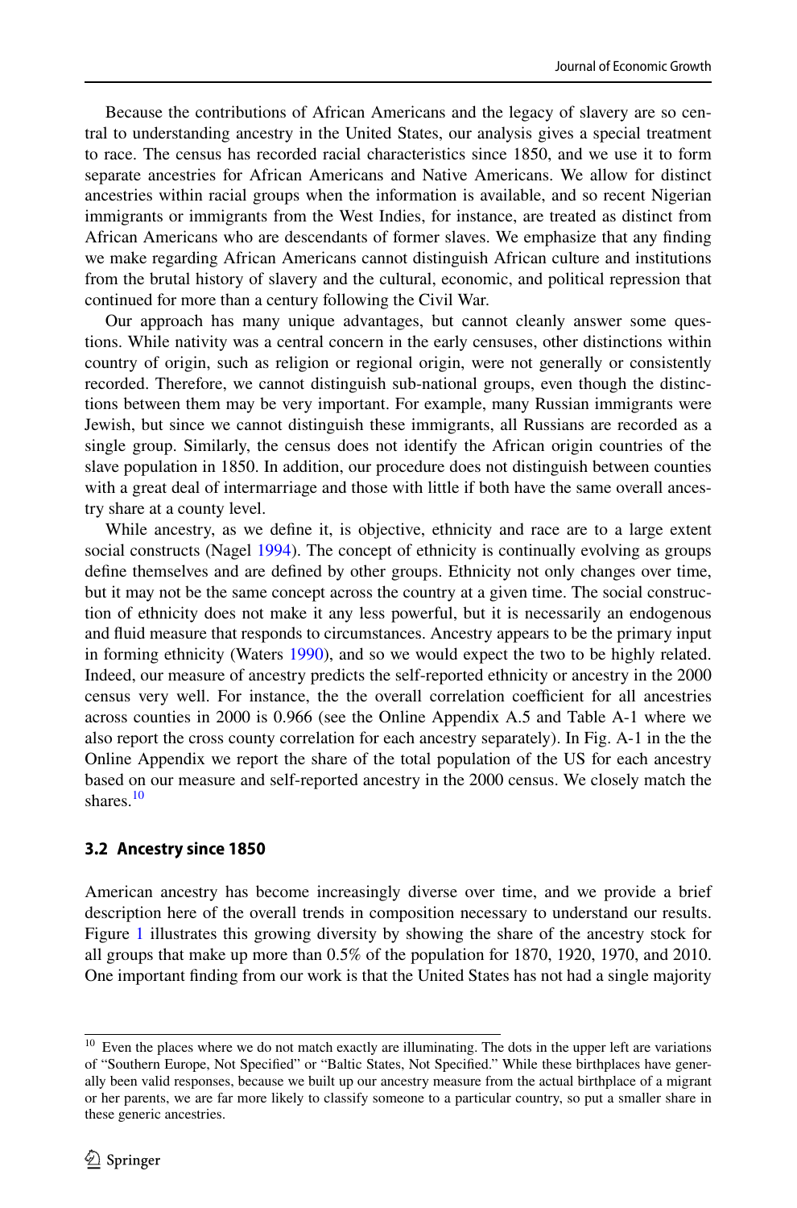Because the contributions of African Americans and the legacy of slavery are so central to understanding ancestry in the United States, our analysis gives a special treatment to race. The census has recorded racial characteristics since 1850, and we use it to form separate ancestries for African Americans and Native Americans. We allow for distinct ancestries within racial groups when the information is available, and so recent Nigerian immigrants or immigrants from the West Indies, for instance, are treated as distinct from African Americans who are descendants of former slaves. We emphasize that any finding we make regarding African Americans cannot distinguish African culture and institutions from the brutal history of slavery and the cultural, economic, and political repression that continued for more than a century following the Civil War.

Our approach has many unique advantages, but cannot cleanly answer some questions. While nativity was a central concern in the early censuses, other distinctions within country of origin, such as religion or regional origin, were not generally or consistently recorded. Therefore, we cannot distinguish sub-national groups, even though the distinctions between them may be very important. For example, many Russian immigrants were Jewish, but since we cannot distinguish these immigrants, all Russians are recorded as a single group. Similarly, the census does not identify the African origin countries of the slave population in 1850. In addition, our procedure does not distinguish between counties with a great deal of intermarriage and those with little if both have the same overall ancestry share at a county level.

While ancestry, as we define it, is objective, ethnicity and race are to a large extent social constructs (Nagel 1994). The concept of ethnicity is continually evolving as groups define themselves and are defined by other groups. Ethnicity not only changes over time, but it may not be the same concept across the country at a given time. The social construction of ethnicity does not make it any less powerful, but it is necessarily an endogenous and fluid measure that responds to circumstances. Ancestry appears to be the primary input in forming ethnicity (Waters 1990), and so we would expect the two to be highly related. Indeed, our measure of ancestry predicts the self-reported ethnicity or ancestry in the 2000 census very well. For instance, the the overall correlation coefficient for all ancestries across counties in 2000 is 0.966 (see the Online Appendix A.5 and Table A-1 where we also report the cross county correlation for each ancestry separately). In Fig. A-1 in the the Online Appendix we report the share of the total population of the US for each ancestry based on our measure and self-reported ancestry in the 2000 census. We closely match the shares.[10]

### 3.2 Ancestry since 1850

American ancestry has become increasingly diverse over time, and we provide a brief description here of the overall trends in composition necessary to understand our results. Figure 1 illustrates this growing diversity by showing the share of the ancestry stock for all groups that make up more than 0.5% of the population for 1870, 1920, 1970, and 2010. One important finding from our work is that the United States has not had a single majority

---

[10] Even the places where we do not match exactly are illuminating. The dots in the upper left are variations of "Southern Europe, Not Specified" or "Baltic States, Not Specified." While these birthplaces have generally been valid responses, because we built up our ancestry measure from the actual birthplace of a migrant or her parents, we are far more likely to classify someone to a particular country, so put a smaller share in these generic ancestries.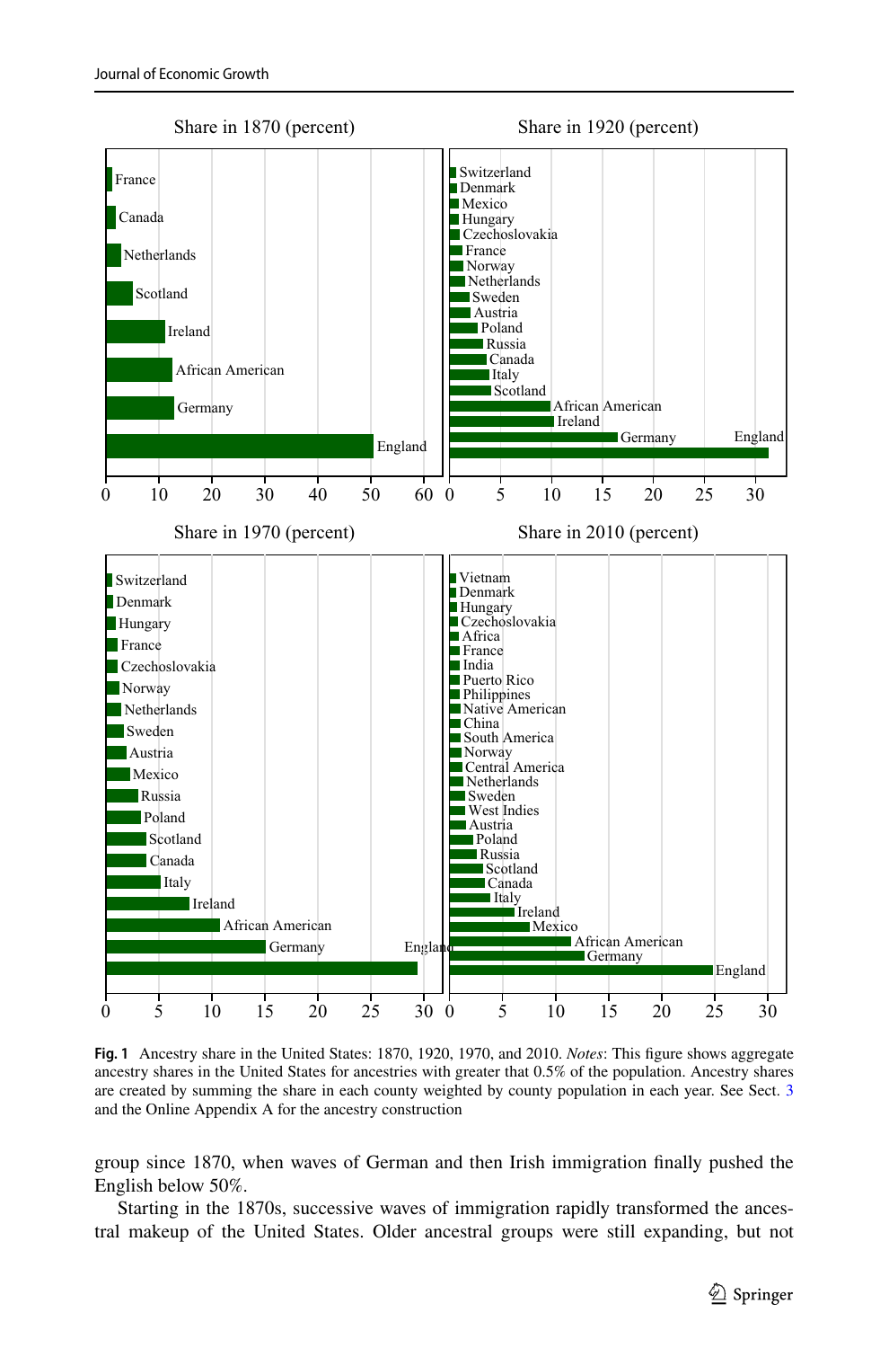**Fig. 1** Ancestry share in the United States: 1870, 1920, 1970, and 2010. *Notes*: This figure shows aggregate ancestry shares in the United States for ancestries with greater that 0.5% of the population. Ancestry shares are created by summing the share in each county weighted by county population in each year. See Sect. 3 and the Online Appendix A for the ancestry construction

group since 1870, when waves of German and then Irish immigration finally pushed the English below 50%.

Starting in the 1870s, successive waves of immigration rapidly transformed the ancestral makeup of the United States. Older ancestral groups were still expanding, but not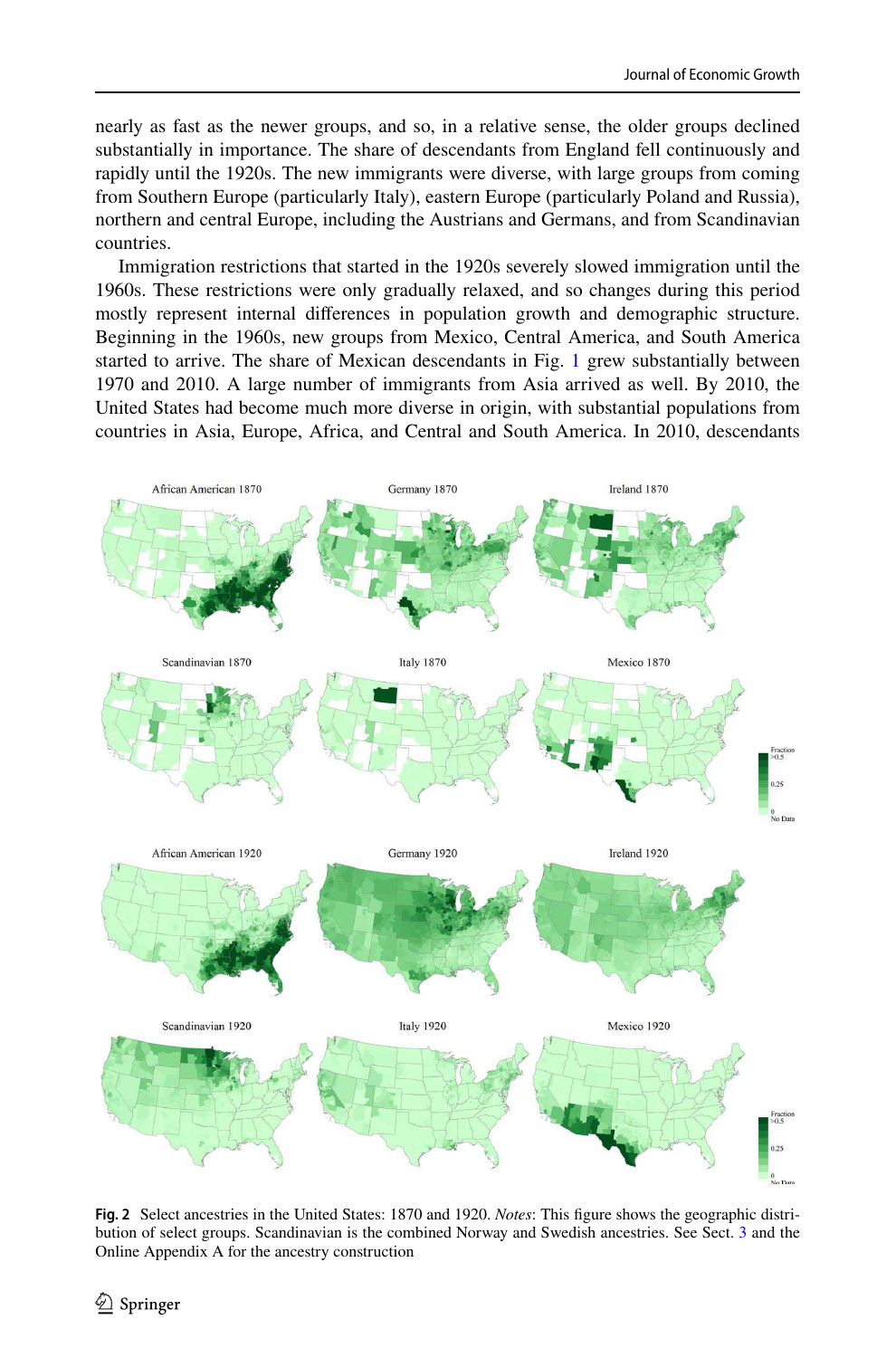nearly as fast as the newer groups, and so, in a relative sense, the older groups declined substantially in importance. The share of descendants from England fell continuously and rapidly until the 1920s. The new immigrants were diverse, with large groups from coming from Southern Europe (particularly Italy), eastern Europe (particularly Poland and Russia), northern and central Europe, including the Austrians and Germans, and from Scandinavian countries.

Immigration restrictions that started in the 1920s severely slowed immigration until the 1960s. These restrictions were only gradually relaxed, and so changes during this period mostly represent internal differences in population growth and demographic structure. Beginning in the 1960s, new groups from Mexico, Central America, and South America started to arrive. The share of Mexican descendants in Fig. 1 grew substantially between 1970 and 2010. A large number of immigrants from Asia arrived as well. By 2010, the United States had become much more diverse in origin, with substantial populations from countries in Asia, Europe, Africa, and Central and South America. In 2010, descendants

**Fig. 2** Select ancestries in the United States: 1870 and 1920. *Notes*: This figure shows the geographic distribution of select groups. Scandinavian is the combined Norway and Swedish ancestries. See Sect. 3 and the Online Appendix A for the ancestry construction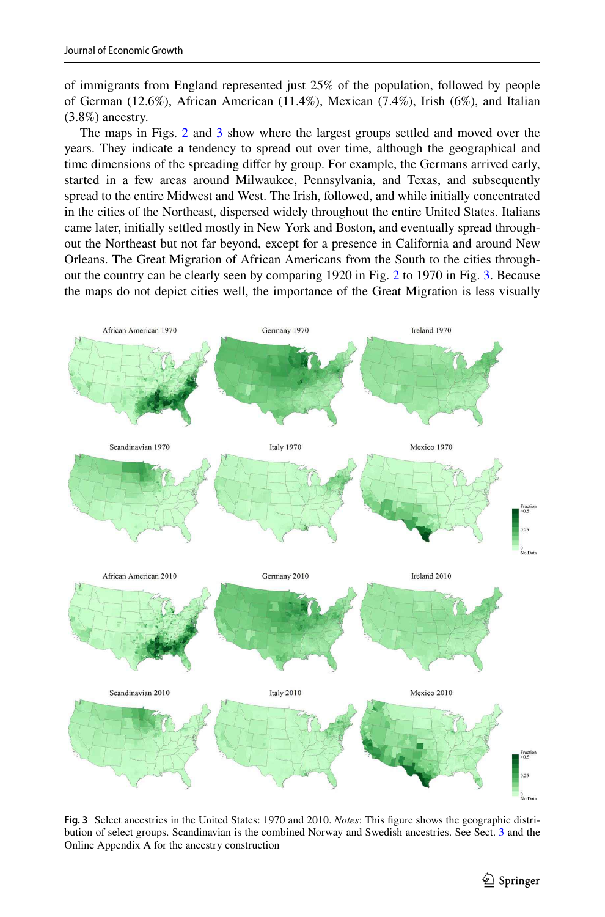of immigrants from England represented just 25% of the population, followed by people of German (12.6%), African American (11.4%), Mexican (7.4%), Irish (6%), and Italian (3.8%) ancestry.

The maps in Figs. 2 and 3 show where the largest groups settled and moved over the years. They indicate a tendency to spread out over time, although the geographical and time dimensions of the spreading differ by group. For example, the Germans arrived early, started in a few areas around Milwaukee, Pennsylvania, and Texas, and subsequently spread to the entire Midwest and West. The Irish, followed, and while initially concentrated in the cities of the Northeast, dispersed widely throughout the entire United States. Italians came later, initially settled mostly in New York and Boston, and eventually spread throughout the Northeast but not far beyond, except for a presence in California and around New Orleans. The Great Migration of African Americans from the South to the cities throughout the country can be clearly seen by comparing 1920 in Fig. 2 to 1970 in Fig. 3. Because the maps do not depict cities well, the importance of the Great Migration is less visually

**Fig. 3** Select ancestries in the United States: 1970 and 2010. *Notes*: This figure shows the geographic distribution of select groups. Scandinavian is the combined Norway and Swedish ancestries. See Sect. 3 and the Online Appendix A for the ancestry construction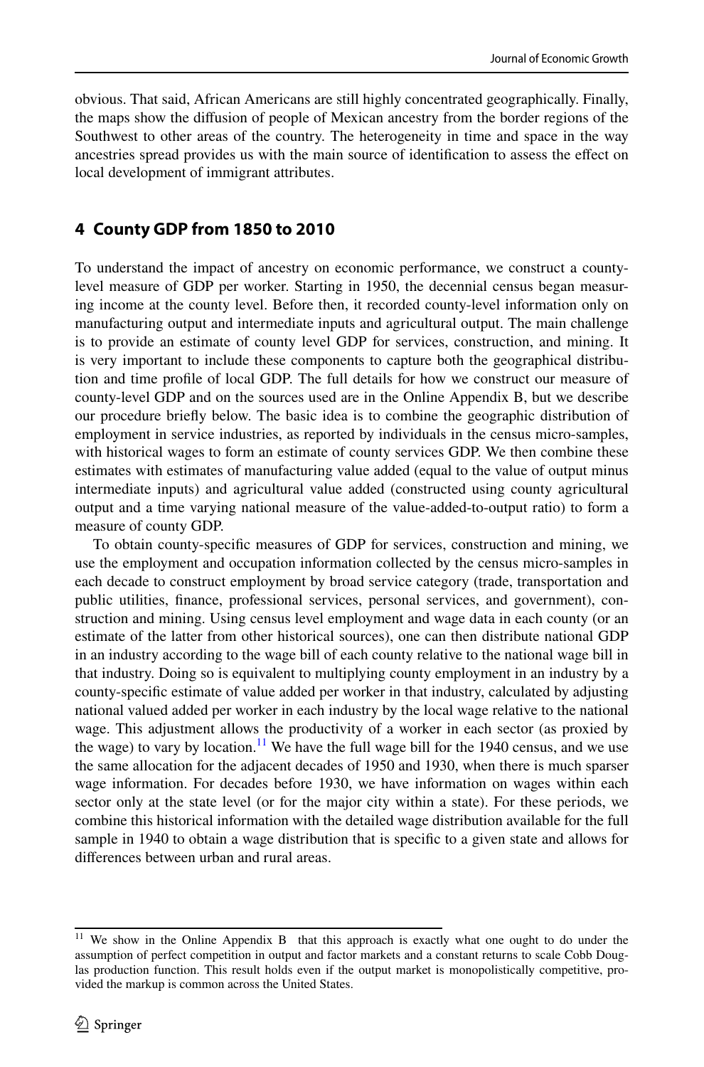obvious. That said, African Americans are still highly concentrated geographically. Finally, the maps show the diffusion of people of Mexican ancestry from the border regions of the Southwest to other areas of the country. The heterogeneity in time and space in the way ancestries spread provides us with the main source of identification to assess the effect on local development of immigrant attributes.

## 4 County GDP from 1850 to 2010

To understand the impact of ancestry on economic performance, we construct a county-level measure of GDP per worker. Starting in 1950, the decennial census began measuring income at the county level. Before then, it recorded county-level information only on manufacturing output and intermediate inputs and agricultural output. The main challenge is to provide an estimate of county level GDP for services, construction, and mining. It is very important to include these components to capture both the geographical distribution and time profile of local GDP. The full details for how we construct our measure of county-level GDP and on the sources used are in the Online Appendix B, but we describe our procedure briefly below. The basic idea is to combine the geographic distribution of employment in service industries, as reported by individuals in the census micro-samples, with historical wages to form an estimate of county services GDP. We then combine these estimates with estimates of manufacturing value added (equal to the value of output minus intermediate inputs) and agricultural value added (constructed using county agricultural output and a time varying national measure of the value-added-to-output ratio) to form a measure of county GDP.

To obtain county-specific measures of GDP for services, construction and mining, we use the employment and occupation information collected by the census micro-samples in each decade to construct employment by broad service category (trade, transportation and public utilities, finance, professional services, personal services, and government), construction and mining. Using census level employment and wage data in each county (or an estimate of the latter from other historical sources), one can then distribute national GDP in an industry according to the wage bill of each county relative to the national wage bill in that industry. Doing so is equivalent to multiplying county employment in an industry by a county-specific estimate of value added per worker in that industry, calculated by adjusting national valued added per worker in each industry by the local wage relative to the national wage. This adjustment allows the productivity of a worker in each sector (as proxied by the wage) to vary by location.[11] We have the full wage bill for the 1940 census, and we use the same allocation for the adjacent decades of 1950 and 1930, when there is much sparser wage information. For decades before 1930, we have information on wages within each sector only at the state level (or for the major city within a state). For these periods, we combine this historical information with the detailed wage distribution available for the full sample in 1940 to obtain a wage distribution that is specific to a given state and allows for differences between urban and rural areas.

[11] We show in the Online Appendix B that this approach is exactly what one ought to do under the assumption of perfect competition in output and factor markets and a constant returns to scale Cobb Douglas production function. This result holds even if the output market is monopolistically competitive, provided the markup is common across the United States.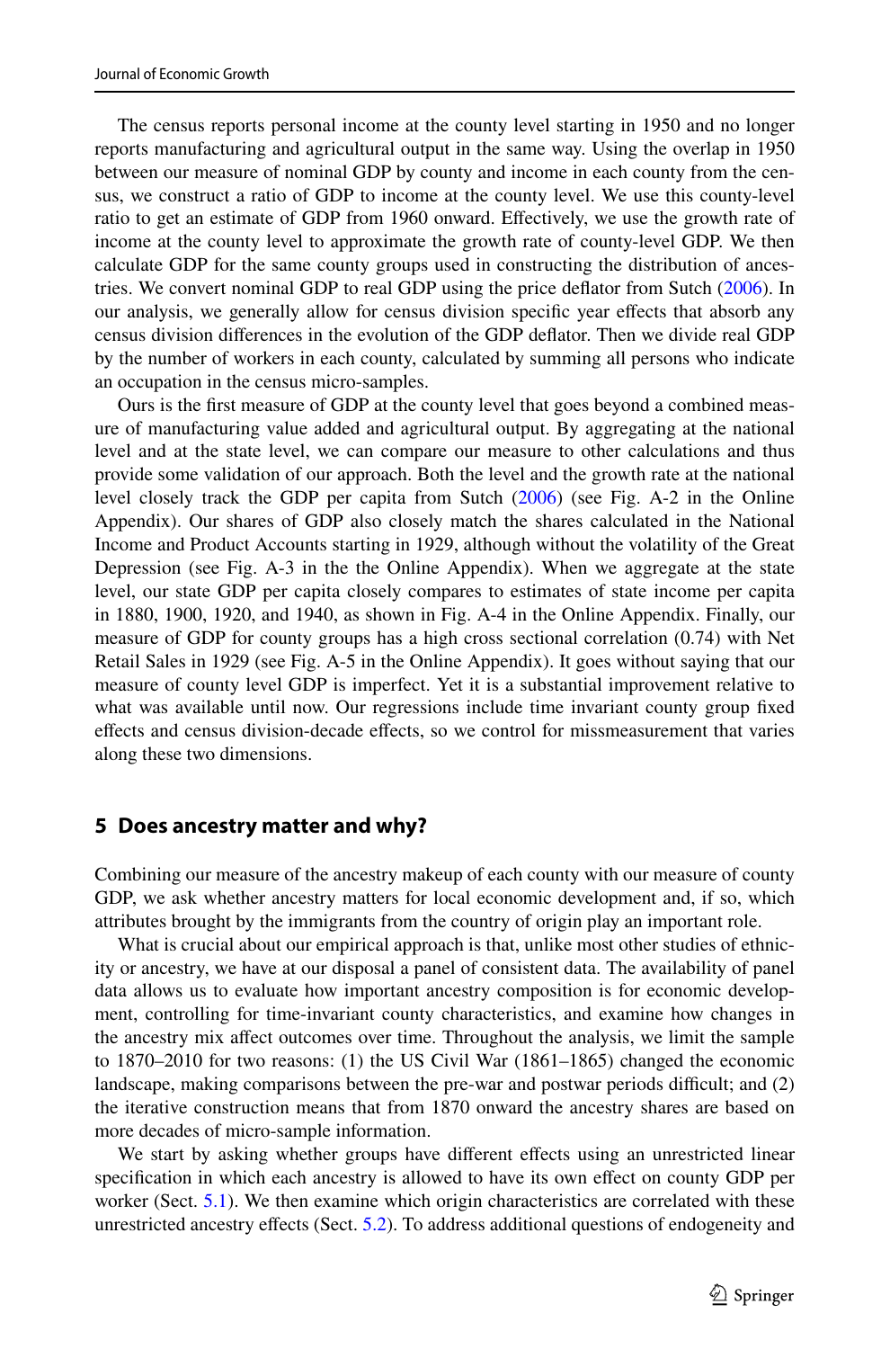The census reports personal income at the county level starting in 1950 and no longer reports manufacturing and agricultural output in the same way. Using the overlap in 1950 between our measure of nominal GDP by county and income in each county from the census, we construct a ratio of GDP to income at the county level. We use this county-level ratio to get an estimate of GDP from 1960 onward. Effectively, we use the growth rate of income at the county level to approximate the growth rate of county-level GDP. We then calculate GDP for the same county groups used in constructing the distribution of ancestries. We convert nominal GDP to real GDP using the price deflator from Sutch (2006). In our analysis, we generally allow for census division specific year effects that absorb any census division differences in the evolution of the GDP deflator. Then we divide real GDP by the number of workers in each county, calculated by summing all persons who indicate an occupation in the census micro-samples.

Ours is the first measure of GDP at the county level that goes beyond a combined measure of manufacturing value added and agricultural output. By aggregating at the national level and at the state level, we can compare our measure to other calculations and thus provide some validation of our approach. Both the level and the growth rate at the national level closely track the GDP per capita from Sutch (2006) (see Fig. A-2 in the Online Appendix). Our shares of GDP also closely match the shares calculated in the National Income and Product Accounts starting in 1929, although without the volatility of the Great Depression (see Fig. A-3 in the the Online Appendix). When we aggregate at the state level, our state GDP per capita closely compares to estimates of state income per capita in 1880, 1900, 1920, and 1940, as shown in Fig. A-4 in the Online Appendix. Finally, our measure of GDP for county groups has a high cross sectional correlation (0.74) with Net Retail Sales in 1929 (see Fig. A-5 in the Online Appendix). It goes without saying that our measure of county level GDP is imperfect. Yet it is a substantial improvement relative to what was available until now. Our regressions include time invariant county group fixed effects and census division-decade effects, so we control for missmeasurement that varies along these two dimensions.

## 5 Does ancestry matter and why?

Combining our measure of the ancestry makeup of each county with our measure of county GDP, we ask whether ancestry matters for local economic development and, if so, which attributes brought by the immigrants from the country of origin play an important role.

What is crucial about our empirical approach is that, unlike most other studies of ethnicity or ancestry, we have at our disposal a panel of consistent data. The availability of panel data allows us to evaluate how important ancestry composition is for economic development, controlling for time-invariant county characteristics, and examine how changes in the ancestry mix affect outcomes over time. Throughout the analysis, we limit the sample to 1870–2010 for two reasons: (1) the US Civil War (1861–1865) changed the economic landscape, making comparisons between the pre-war and postwar periods difficult; and (2) the iterative construction means that from 1870 onward the ancestry shares are based on more decades of micro-sample information.

We start by asking whether groups have different effects using an unrestricted linear specification in which each ancestry is allowed to have its own effect on county GDP per worker (Sect. 5.1). We then examine which origin characteristics are correlated with these unrestricted ancestry effects (Sect. 5.2). To address additional questions of endogeneity and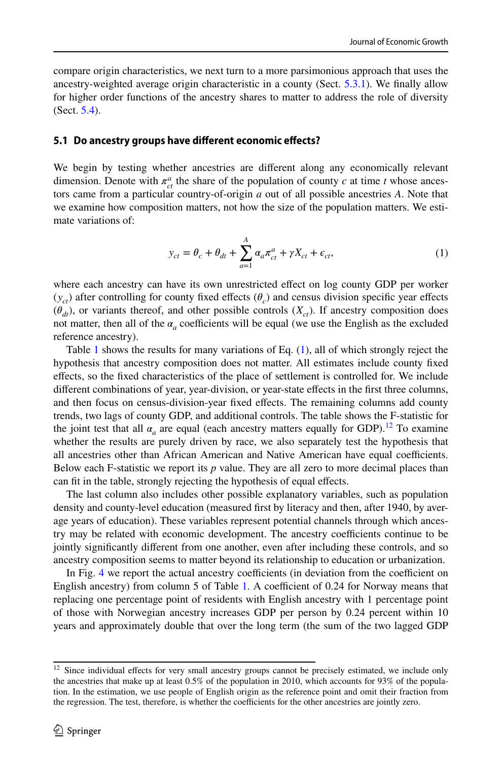compare origin characteristics, we next turn to a more parsimonious approach that uses the ancestry-weighted average origin characteristic in a county (Sect. 5.3.1). We finally allow for higher order functions of the ancestry shares to matter to address the role of diversity (Sect. 5.4).

### 5.1 Do ancestry groups have different economic effects?

We begin by testing whether ancestries are different along any economically relevant dimension. Denote with $\pi_{ct}^{a}$ the share of the population of county $c$ at time $t$ whose ancestors came from a particular country-of-origin $a$ out of all possible ancestries $A$. Note that we examine how composition matters, not how the size of the population matters. We estimate variations of:

$$y_{ct} = \theta_c + \theta_{dt} + \sum_{a=1}^{A} \alpha_a \pi_{ct}^{a} + \gamma X_{ct} + \epsilon_{ct}, \tag{1}$$

where each ancestry can have its own unrestricted effect on log county GDP per worker ($y_{ct}$) after controlling for county fixed effects ($\theta_c$) and census division specific year effects ($\theta_{dt}$), or variants thereof, and other possible controls ($X_{ct}$). If ancestry composition does not matter, then all of the $\alpha_a$ coefficients will be equal (we use the English as the excluded reference ancestry).

Table 1 shows the results for many variations of Eq. (1), all of which strongly reject the hypothesis that ancestry composition does not matter. All estimates include county fixed effects, so the fixed characteristics of the place of settlement is controlled for. We include different combinations of year, year-division, or year-state effects in the first three columns, and then focus on census-division-year fixed effects. The remaining columns add county trends, two lags of county GDP, and additional controls. The table shows the F-statistic for the joint test that all $\alpha_a$ are equal (each ancestry matters equally for GDP).[12] To examine whether the results are purely driven by race, we also separately test the hypothesis that all ancestries other than African American and Native American have equal coefficients. Below each F-statistic we report its $p$ value. They are all zero to more decimal places than can fit in the table, strongly rejecting the hypothesis of equal effects.

The last column also includes other possible explanatory variables, such as population density and county-level education (measured first by literacy and then, after 1940, by average years of education). These variables represent potential channels through which ancestry may be related with economic development. The ancestry coefficients continue to be jointly significantly different from one another, even after including these controls, and so ancestry composition seems to matter beyond its relationship to education or urbanization.

In Fig. 4 we report the actual ancestry coefficients (in deviation from the coefficient on English ancestry) from column 5 of Table 1. A coefficient of 0.24 for Norway means that replacing one percentage point of residents with English ancestry with 1 percentage point of those with Norwegian ancestry increases GDP per person by 0.24 percent within 10 years and approximately double that over the long term (the sum of the two lagged GDP

[12] Since individual effects for very small ancestry groups cannot be precisely estimated, we include only the ancestries that make up at least 0.5% of the population in 2010, which accounts for 93% of the population. In the estimation, we use people of English origin as the reference point and omit their fraction from the regression. The test, therefore, is whether the coefficients for the other ancestries are jointly zero.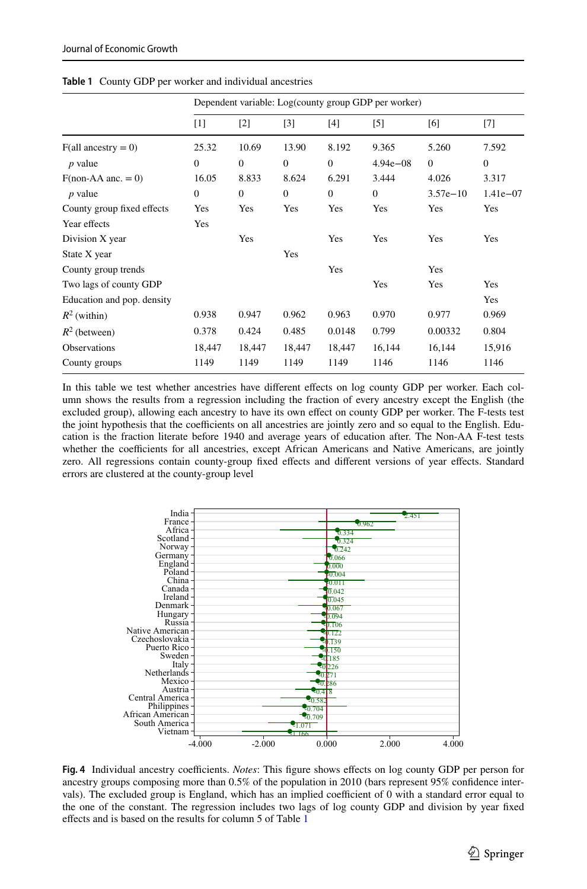**Table 1** County GDP per worker and individual ancestries

| | Dependent variable: Log(county group GDP per worker) | | | | | | |
|---|---|---|---|---|---|---|---|
| | [1] | [2] | [3] | [4] | [5] | [6] | [7] |
| F(all ancestry = 0) | 25.32 | 10.69 | 13.90 | 8.192 | 9.365 | 5.260 | 7.592 |
| *p* value | 0 | 0 | 0 | 0 | 4.94e−08 | 0 | 0 |
| F(non-AA anc. = 0) | 16.05 | 8.833 | 8.624 | 6.291 | 3.444 | 4.026 | 3.317 |
| *p* value | 0 | 0 | 0 | 0 | 0 | 3.57e−10 | 1.41e−07 |
| County group fixed effects | Yes | Yes | Yes | Yes | Yes | Yes | Yes |
| Year effects | Yes | | | | | | |
| Division X year | | Yes | | Yes | Yes | Yes | Yes |
| State X year | | | Yes | | | | |
| County group trends | | | | Yes | | Yes | |
| Two lags of county GDP | | | | | Yes | Yes | Yes |
| Education and pop. density | | | | | | | Yes |
| $R^2$ (within) | 0.938 | 0.947 | 0.962 | 0.963 | 0.970 | 0.977 | 0.969 |
| $R^2$ (between) | 0.378 | 0.424 | 0.485 | 0.0148 | 0.799 | 0.00332 | 0.804 |
| Observations | 18,447 | 18,447 | 18,447 | 18,447 | 16,144 | 16,144 | 15,916 |
| County groups | 1149 | 1149 | 1149 | 1149 | 1146 | 1146 | 1146 |

In this table we test whether ancestries have different effects on log county GDP per worker. Each column shows the results from a regression including the fraction of every ancestry except the English (the excluded group), allowing each ancestry to have its own effect on county GDP per worker. The F-tests test the joint hypothesis that the coefficients on all ancestries are jointly zero and so equal to the English. Education is the fraction literate before 1940 and average years of education after. The Non-AA F-test tests whether the coefficients for all ancestries, except African Americans and Native Americans, are jointly zero. All regressions contain county-group fixed effects and different versions of year effects. Standard errors are clustered at the county-group level

**Fig. 4** Individual ancestry coefficients. *Notes*: This figure shows effects on log county GDP per person for ancestry groups composing more than 0.5% of the population in 2010 (bars represent 95% confidence intervals). The excluded group is England, which has an implied coefficient of 0 with a standard error equal to the one of the constant. The regression includes two lags of log county GDP and division by year fixed effects and is based on the results for column 5 of Table 1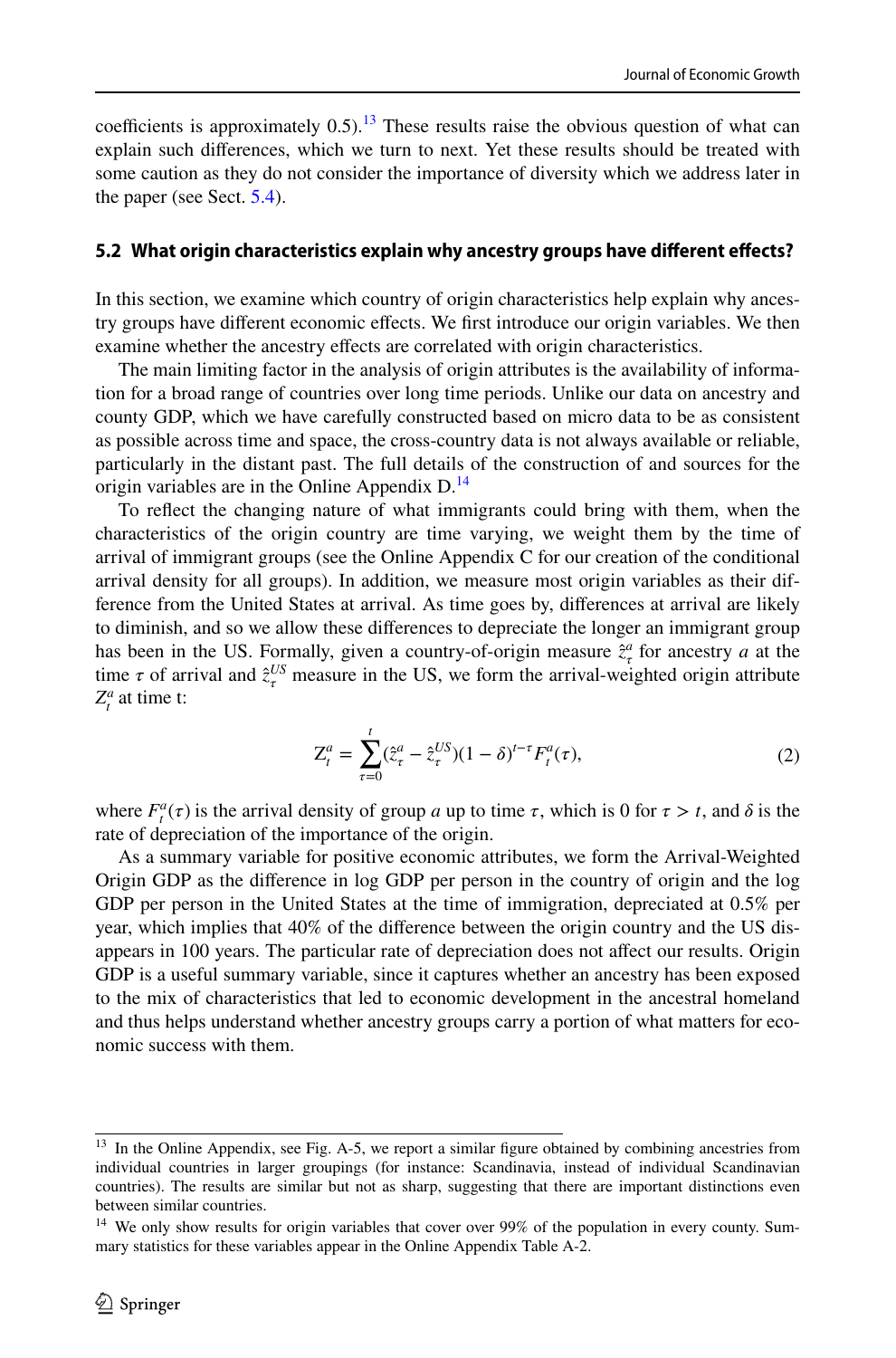coefficients is approximately 0.5).[13] These results raise the obvious question of what can explain such differences, which we turn to next. Yet these results should be treated with some caution as they do not consider the importance of diversity which we address later in the paper (see Sect. 5.4).

### 5.2 What origin characteristics explain why ancestry groups have different effects?

In this section, we examine which country of origin characteristics help explain why ancestry groups have different economic effects. We first introduce our origin variables. We then examine whether the ancestry effects are correlated with origin characteristics.

The main limiting factor in the analysis of origin attributes is the availability of information for a broad range of countries over long time periods. Unlike our data on ancestry and county GDP, which we have carefully constructed based on micro data to be as consistent as possible across time and space, the cross-country data is not always available or reliable, particularly in the distant past. The full details of the construction of and sources for the origin variables are in the Online Appendix D.[14]

To reflect the changing nature of what immigrants could bring with them, when the characteristics of the origin country are time varying, we weight them by the time of arrival of immigrant groups (see the Online Appendix C for our creation of the conditional arrival density for all groups). In addition, we measure most origin variables as their difference from the United States at arrival. As time goes by, differences at arrival are likely to diminish, and so we allow these differences to depreciate the longer an immigrant group has been in the US. Formally, given a country-of-origin measure $\hat{z}^a_\tau$ for ancestry $a$ at the time $\tau$ of arrival and $\hat{z}^{US}_\tau$ measure in the US, we form the arrival-weighted origin attribute $Z^a_t$ at time t:

$$
Z^a_t = \sum_{\tau=0}^{t} (\hat{z}^a_\tau - \hat{z}^{US}_\tau)(1-\delta)^{t-\tau} F^a_t(\tau), \tag{2}
$$

where $F^a_t(\tau)$ is the arrival density of group $a$ up to time $\tau$, which is 0 for $\tau > t$, and $\delta$ is the rate of depreciation of the importance of the origin.

As a summary variable for positive economic attributes, we form the Arrival-Weighted Origin GDP as the difference in log GDP per person in the country of origin and the log GDP per person in the United States at the time of immigration, depreciated at 0.5% per year, which implies that 40% of the difference between the origin country and the US disappears in 100 years. The particular rate of depreciation does not affect our results. Origin GDP is a useful summary variable, since it captures whether an ancestry has been exposed to the mix of characteristics that led to economic development in the ancestral homeland and thus helps understand whether ancestry groups carry a portion of what matters for economic success with them.

---

[13] In the Online Appendix, see Fig. A-5, we report a similar figure obtained by combining ancestries from individual countries in larger groupings (for instance: Scandinavia, instead of individual Scandinavian countries). The results are similar but not as sharp, suggesting that there are important distinctions even between similar countries.

[14] We only show results for origin variables that cover over 99% of the population in every county. Summary statistics for these variables appear in the Online Appendix Table A-2.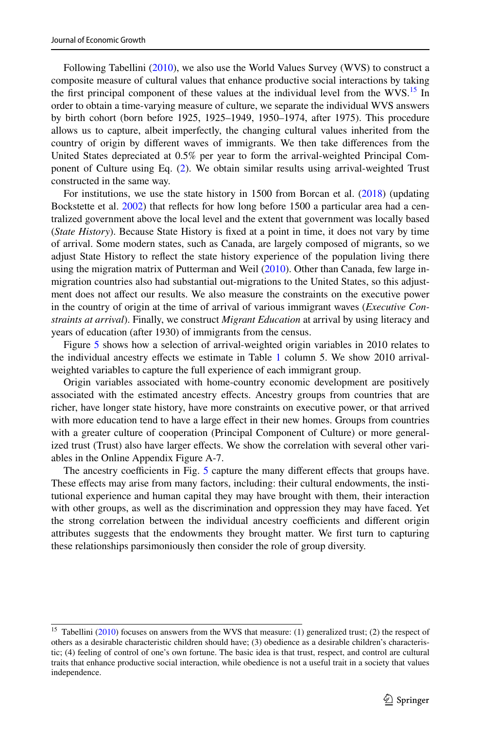Following Tabellini (2010), we also use the World Values Survey (WVS) to construct a composite measure of cultural values that enhance productive social interactions by taking the first principal component of these values at the individual level from the WVS.[15] In order to obtain a time-varying measure of culture, we separate the individual WVS answers by birth cohort (born before 1925, 1925–1949, 1950–1974, after 1975). This procedure allows us to capture, albeit imperfectly, the changing cultural values inherited from the country of origin by different waves of immigrants. We then take differences from the United States depreciated at 0.5% per year to form the arrival-weighted Principal Component of Culture using Eq. (2). We obtain similar results using arrival-weighted Trust constructed in the same way.

For institutions, we use the state history in 1500 from Borcan et al. (2018) (updating Bockstette et al. 2002) that reflects for how long before 1500 a particular area had a centralized government above the local level and the extent that government was locally based (*State History*). Because State History is fixed at a point in time, it does not vary by time of arrival. Some modern states, such as Canada, are largely composed of migrants, so we adjust State History to reflect the state history experience of the population living there using the migration matrix of Putterman and Weil (2010). Other than Canada, few large in-migration countries also had substantial out-migrations to the United States, so this adjustment does not affect our results. We also measure the constraints on the executive power in the country of origin at the time of arrival of various immigrant waves (*Executive Constraints at arrival*). Finally, we construct *Migrant Education* at arrival by using literacy and years of education (after 1930) of immigrants from the census.

Figure 5 shows how a selection of arrival-weighted origin variables in 2010 relates to the individual ancestry effects we estimate in Table 1 column 5. We show 2010 arrival-weighted variables to capture the full experience of each immigrant group.

Origin variables associated with home-country economic development are positively associated with the estimated ancestry effects. Ancestry groups from countries that are richer, have longer state history, have more constraints on executive power, or that arrived with more education tend to have a large effect in their new homes. Groups from countries with a greater culture of cooperation (Principal Component of Culture) or more generalized trust (Trust) also have larger effects. We show the correlation with several other variables in the Online Appendix Figure A-7.

The ancestry coefficients in Fig. 5 capture the many different effects that groups have. These effects may arise from many factors, including: their cultural endowments, the institutional experience and human capital they may have brought with them, their interaction with other groups, as well as the discrimination and oppression they may have faced. Yet the strong correlation between the individual ancestry coefficients and different origin attributes suggests that the endowments they brought matter. We first turn to capturing these relationships parsimoniously then consider the role of group diversity.

[15] Tabellini (2010) focuses on answers from the WVS that measure: (1) generalized trust; (2) the respect of others as a desirable characteristic children should have; (3) obedience as a desirable children's characteristic; (4) feeling of control of one's own fortune. The basic idea is that trust, respect, and control are cultural traits that enhance productive social interaction, while obedience is not a useful trait in a society that values independence.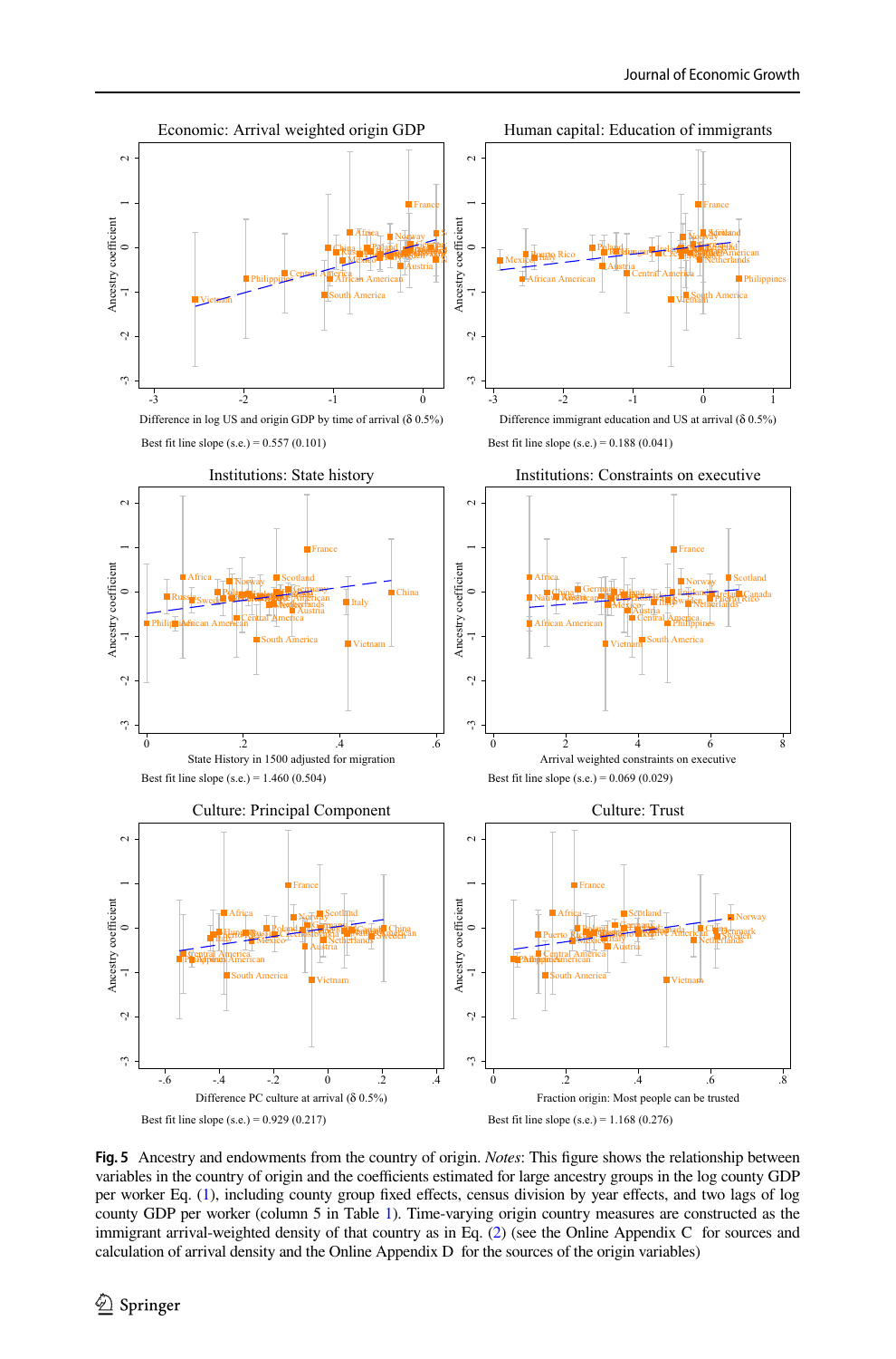Economic: Arrival weighted origin GDP

Difference in log US and origin GDP by time of arrival (δ 0.5%)

Best fit line slope (s.e.) = 0.557 (0.101)

Human capital: Education of immigrants

Difference immigrant education and US at arrival (δ 0.5%)

Best fit line slope (s.e.) = 0.188 (0.041)

Institutions: State history

State History in 1500 adjusted for migration

Best fit line slope (s.e.) = 1.460 (0.504)

Institutions: Constraints on executive

Arrival weighted constraints on executive

Best fit line slope (s.e.) = 0.069 (0.029)

Culture: Principal Component

Difference PC culture at arrival (δ 0.5%)

Best fit line slope (s.e.) = 0.929 (0.217)

Culture: Trust

Fraction origin: Most people can be trusted

Best fit line slope (s.e.) = 1.168 (0.276)

**Fig. 5** Ancestry and endowments from the country of origin. *Notes*: This figure shows the relationship between variables in the country of origin and the coefficients estimated for large ancestry groups in the log county GDP per worker Eq. (1), including county group fixed effects, census division by year effects, and two lags of log county GDP per worker (column 5 in Table 1). Time-varying origin country measures are constructed as the immigrant arrival-weighted density of that country as in Eq. (2) (see the Online Appendix C for sources and calculation of arrival density and the Online Appendix D for the sources of the origin variables)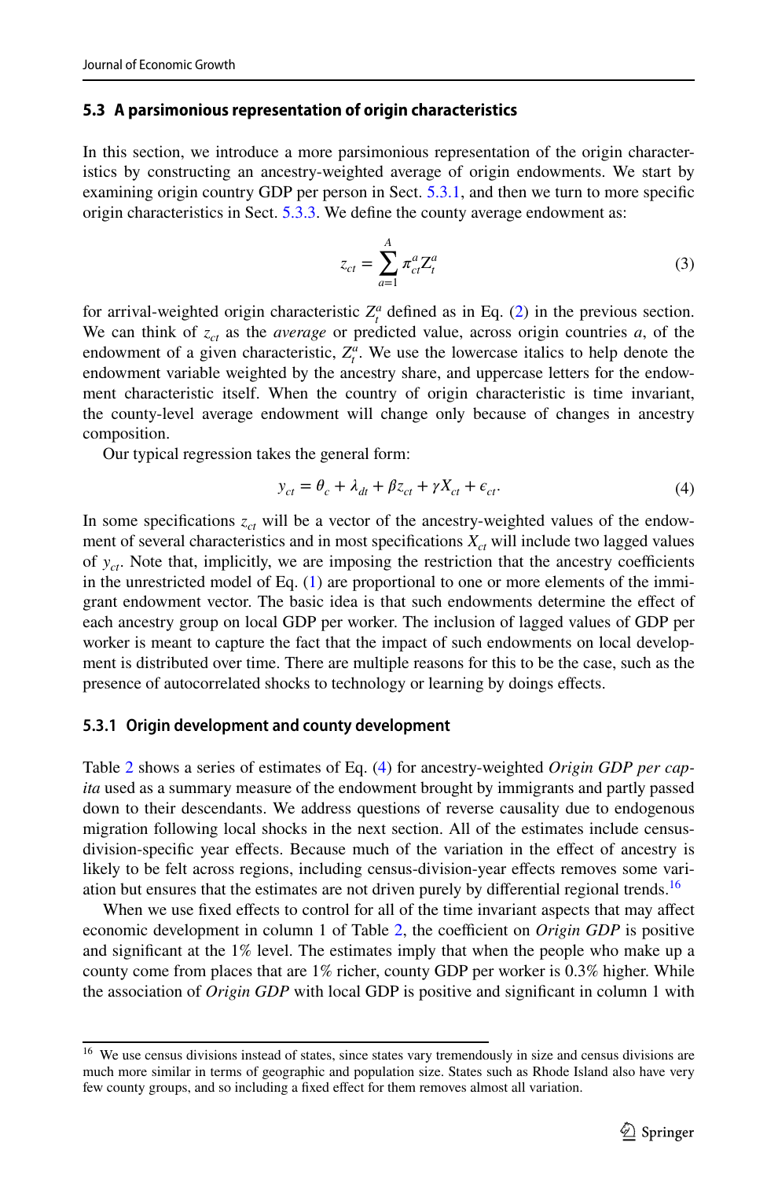### 5.3 A parsimonious representation of origin characteristics

In this section, we introduce a more parsimonious representation of the origin characteristics by constructing an ancestry-weighted average of origin endowments. We start by examining origin country GDP per person in Sect. 5.3.1, and then we turn to more specific origin characteristics in Sect. 5.3.3. We define the county average endowment as:

$$z_{ct} = \sum_{a=1}^{A} \pi_{ct}^{a} Z_{t}^{a} \tag{3}$$

for arrival-weighted origin characteristic $Z_t^a$ defined as in Eq. (2) in the previous section. We can think of $z_{ct}$ as the *average* or predicted value, across origin countries $a$, of the endowment of a given characteristic, $Z_t^a$. We use the lowercase italics to help denote the endowment variable weighted by the ancestry share, and uppercase letters for the endowment characteristic itself. When the country of origin characteristic is time invariant, the county-level average endowment will change only because of changes in ancestry composition.

Our typical regression takes the general form:

$$y_{ct} = \theta_c + \lambda_{dt} + \beta z_{ct} + \gamma X_{ct} + \epsilon_{ct}. \tag{4}$$

In some specifications $z_{ct}$ will be a vector of the ancestry-weighted values of the endowment of several characteristics and in most specifications $X_{ct}$ will include two lagged values of $y_{ct}$. Note that, implicitly, we are imposing the restriction that the ancestry coefficients in the unrestricted model of Eq. (1) are proportional to one or more elements of the immigrant endowment vector. The basic idea is that such endowments determine the effect of each ancestry group on local GDP per worker. The inclusion of lagged values of GDP per worker is meant to capture the fact that the impact of such endowments on local development is distributed over time. There are multiple reasons for this to be the case, such as the presence of autocorrelated shocks to technology or learning by doings effects.

#### 5.3.1 Origin development and county development

Table 2 shows a series of estimates of Eq. (4) for ancestry-weighted *Origin GDP per capita* used as a summary measure of the endowment brought by immigrants and partly passed down to their descendants. We address questions of reverse causality due to endogenous migration following local shocks in the next section. All of the estimates include census-division-specific year effects. Because much of the variation in the effect of ancestry is likely to be felt across regions, including census-division-year effects removes some variation but ensures that the estimates are not driven purely by differential regional trends.[16]

When we use fixed effects to control for all of the time invariant aspects that may affect economic development in column 1 of Table 2, the coefficient on *Origin GDP* is positive and significant at the 1% level. The estimates imply that when the people who make up a county come from places that are 1% richer, county GDP per worker is 0.3% higher. While the association of *Origin GDP* with local GDP is positive and significant in column 1 with

[16] We use census divisions instead of states, since states vary tremendously in size and census divisions are much more similar in terms of geographic and population size. States such as Rhode Island also have very few county groups, and so including a fixed effect for them removes almost all variation.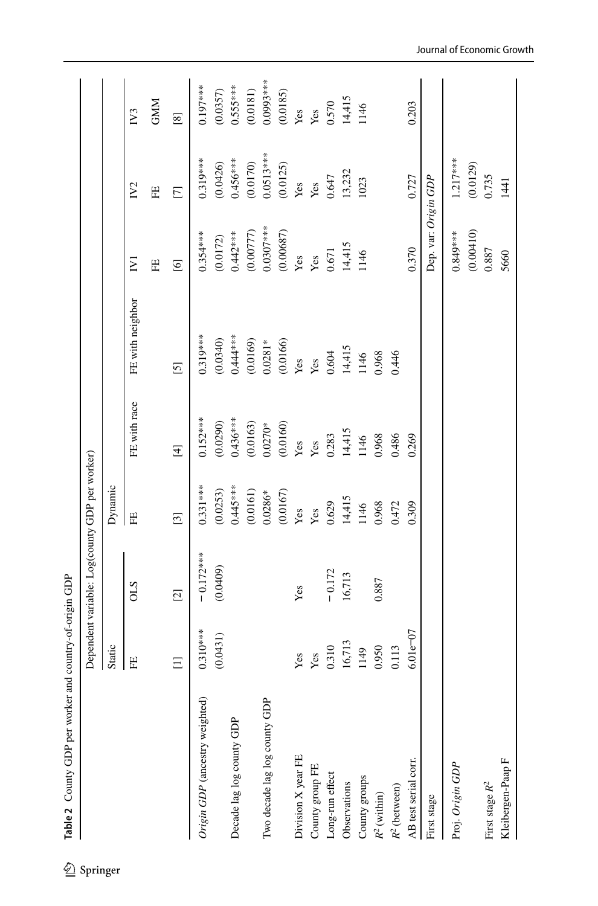**Table 2** County GDP per worker and country-of-origin GDP

| | Dependent variable: Log(county GDP per worker) | | | | | | | |
|---|---|---|---|---|---|---|---|---|
| | Static | | Dynamic | | | | | |
| | FE | OLS | FE | FE with race | FE with neighbor | IV1 | IV2 | IV3 |
| | | | | | | FE | FE | GMM |
| | [1] | [2] | [3] | [4] | [5] | [6] | [7] | [8] |
| *Origin GDP* (ancestry weighted) | 0.310*** | −0.172*** | 0.331*** | 0.152*** | 0.319*** | 0.354*** | 0.319*** | 0.197*** |
| | (0.0431) | (0.0409) | (0.0253) | (0.0290) | (0.0340) | (0.0172) | (0.0426) | (0.0357) |
| Decade lag log county GDP | | | 0.445*** | 0.436*** | 0.444*** | 0.442*** | 0.456*** | 0.555*** |
| | | | (0.0161) | (0.0163) | (0.0169) | (0.00777) | (0.0170) | (0.0181) |
| Two decade lag log county GDP | | | 0.0286* | 0.0270* | 0.0281* | 0.0307*** | 0.0513*** | 0.0993*** |
| | | | (0.0167) | (0.0160) | (0.0166) | (0.00687) | (0.0125) | (0.0185) |
| Division X year FE | Yes | Yes | Yes | Yes | Yes | Yes | Yes | Yes |
| County group FE | Yes | | Yes | Yes | Yes | Yes | Yes | Yes |
| Long-run effect | 0.310 | −0.172 | 0.629 | 0.283 | 0.604 | 0.671 | 0.647 | 0.570 |
| Observations | 16,713 | 16,713 | 14,415 | 14,415 | 14,415 | 14,415 | 13,232 | 14,415 |
| County groups | 1149 | | 1146 | 1146 | 1146 | 1146 | 1023 | 1146 |
| $R^2$ (within) | 0.950 | 0.887 | 0.968 | 0.968 | 0.968 | | | |
| $R^2$ (between) | 0.113 | | 0.472 | 0.486 | 0.446 | | | |
| AB test serial corr. | 6.01e−07 | | 0.309 | 0.269 | | 0.370 | 0.727 | 0.203 |
| First stage | | | | | | Dep. var: *Origin GDP* | | |
| Proj. *Origin GDP* | | | | | | 0.849*** | 1.217*** | |
| | | | | | | (0.00410) | (0.0129) | |
| First stage $R^2$ | | | | | | 0.887 | 0.735 | |
| Kleibergen-Paap F | | | | | | 5660 | 1441 | |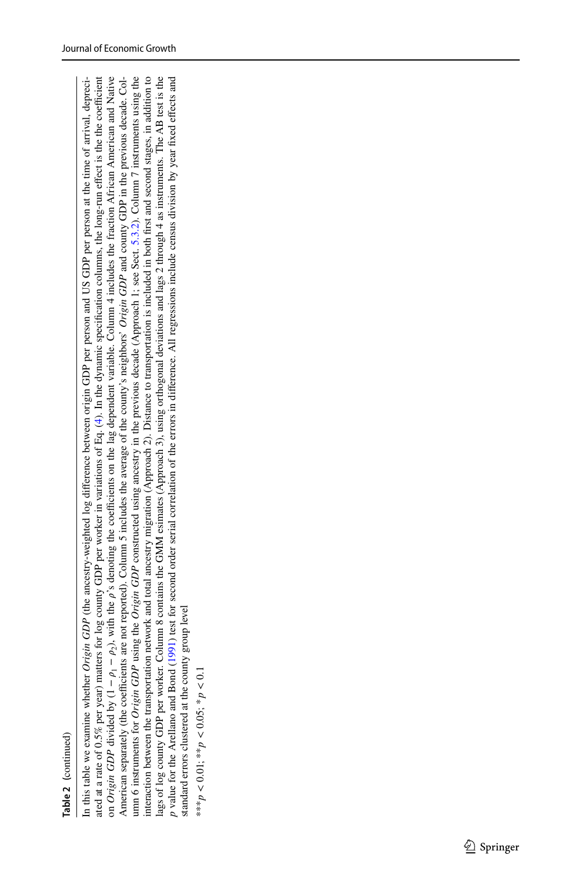**Table 2** (continued)

In this table we examine whether *Origin GDP* (the ancestry-weighted log difference between origin GDP per person and US GDP per person at the time of arrival, depreciated at a rate of 0.5% per year) matters for log county GDP per worker in variations of Eq. (4). In the dynamic specification columns, the long-run effect is the coefficient on *Origin GDP* divided by $(1 - \rho_1 - \rho_2)$, with the $\rho$'s denoting the coefficients on the lag dependent variable. Column 4 includes the fraction African American and Native American separately (the coefficients are not reported). Column 5 includes the average of the county's neighbors' *Origin GDP* and county GDP in the previous decade. Column 6 instruments for *Origin GDP* using the *Origin GDP* constructed using ancestry in the previous decade (Approach 1; see Sect. 5.3.2). Column 7 instruments using the interaction between the transportation network and total ancestry migration (Approach 2). Distance to transportation is included in both first and second stages, in addition to lags of log county GDP per worker. Column 8 contains the GMM esimates (Approach 3), using orthogonal deviations and lags 2 through 4 as instruments. The AB test is the $p$ value for the Arellano and Bond (1991) test for second order serial correlation of the errors in difference. All regressions include census division by year fixed effects and standard errors clustered at the county group level

***$p < 0.01$; **$p < 0.05$; *$p < 0.1$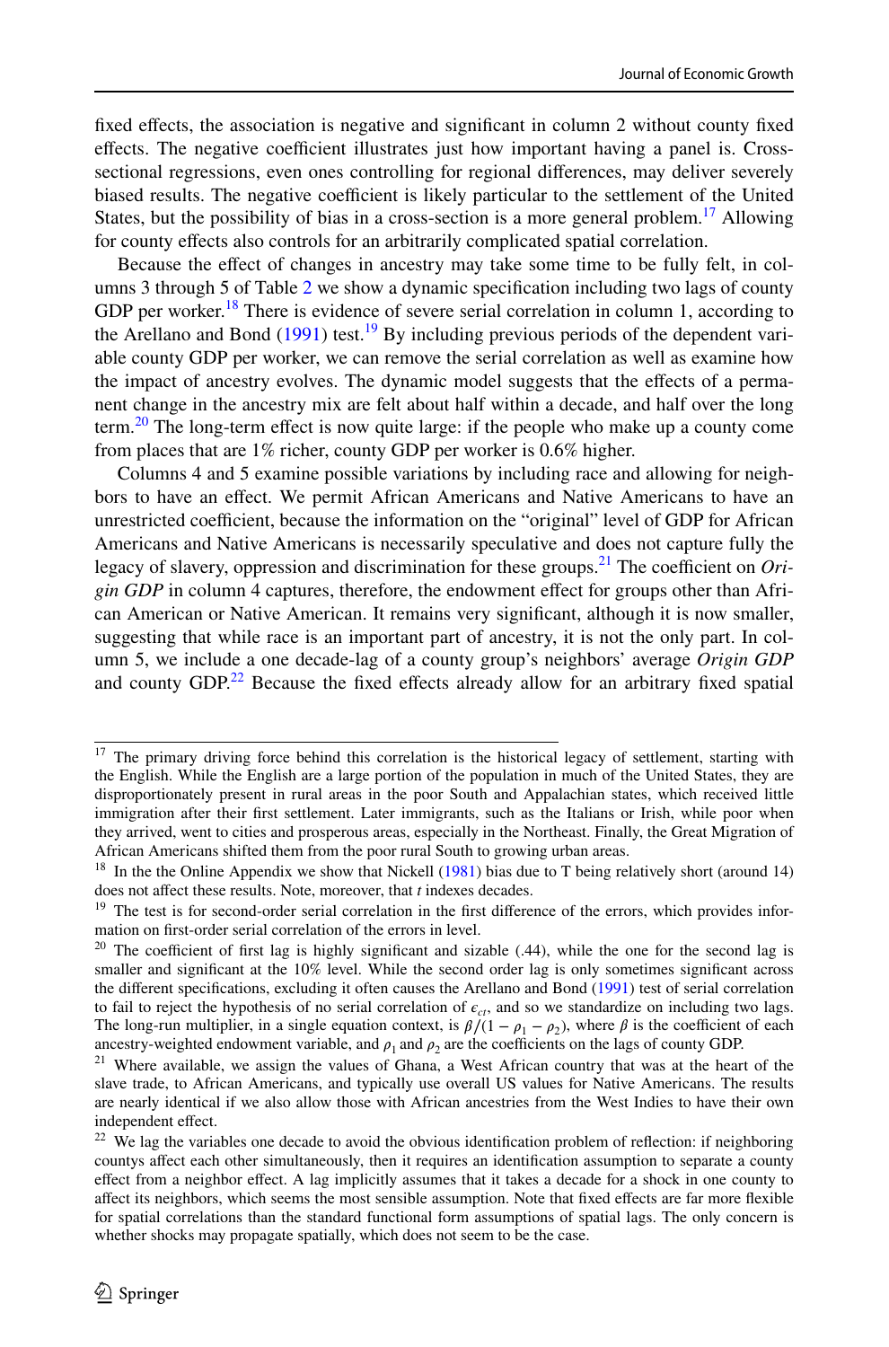fixed effects, the association is negative and significant in column 2 without county fixed effects. The negative coefficient illustrates just how important having a panel is. Cross-sectional regressions, even ones controlling for regional differences, may deliver severely biased results. The negative coefficient is likely particular to the settlement of the United States, but the possibility of bias in a cross-section is a more general problem.[17] Allowing for county effects also controls for an arbitrarily complicated spatial correlation.

Because the effect of changes in ancestry may take some time to be fully felt, in columns 3 through 5 of Table 2 we show a dynamic specification including two lags of county GDP per worker.[18] There is evidence of severe serial correlation in column 1, according to the Arellano and Bond (1991) test.[19] By including previous periods of the dependent variable county GDP per worker, we can remove the serial correlation as well as examine how the impact of ancestry evolves. The dynamic model suggests that the effects of a permanent change in the ancestry mix are felt about half within a decade, and half over the long term.[20] The long-term effect is now quite large: if the people who make up a county come from places that are 1% richer, county GDP per worker is 0.6% higher.

Columns 4 and 5 examine possible variations by including race and allowing for neighbors to have an effect. We permit African Americans and Native Americans to have an unrestricted coefficient, because the information on the "original" level of GDP for African Americans and Native Americans is necessarily speculative and does not capture fully the legacy of slavery, oppression and discrimination for these groups.[21] The coefficient on *Origin GDP* in column 4 captures, therefore, the endowment effect for groups other than African American or Native American. It remains very significant, although it is now smaller, suggesting that while race is an important part of ancestry, it is not the only part. In column 5, we include a one decade-lag of a county group's neighbors' average *Origin GDP* and county GDP.[22] Because the fixed effects already allow for an arbitrary fixed spatial

---

[17] The primary driving force behind this correlation is the historical legacy of settlement, starting with the English. While the English are a large portion of the population in much of the United States, they are disproportionately present in rural areas in the poor South and Appalachian states, which received little immigration after their first settlement. Later immigrants, such as the Italians or Irish, while poor when they arrived, went to cities and prosperous areas, especially in the Northeast. Finally, the Great Migration of African Americans shifted them from the poor rural South to growing urban areas.

[18] In the the Online Appendix we show that Nickell (1981) bias due to T being relatively short (around 14) does not affect these results. Note, moreover, that *t* indexes decades.

[19] The test is for second-order serial correlation in the first difference of the errors, which provides information on first-order serial correlation of the errors in level.

[20] The coefficient of first lag is highly significant and sizable (.44), while the one for the second lag is smaller and significant at the 10% level. While the second order lag is only sometimes significant across the different specifications, excluding it often causes the Arellano and Bond (1991) test of serial correlation to fail to reject the hypothesis of no serial correlation of $\epsilon_{ct}$, and so we standardize on including two lags. The long-run multiplier, in a single equation context, is $\beta/(1-\rho_1-\rho_2)$, where $\beta$ is the coefficient of each ancestry-weighted endowment variable, and $\rho_1$ and $\rho_2$ are the coefficients on the lags of county GDP.

[21] Where available, we assign the values of Ghana, a West African country that was at the heart of the slave trade, to African Americans, and typically use overall US values for Native Americans. The results are nearly identical if we also allow those with African ancestries from the West Indies to have their own independent effect.

[22] We lag the variables one decade to avoid the obvious identification problem of reflection: if neighboring countys affect each other simultaneously, then it requires an identification assumption to separate a county effect from a neighbor effect. A lag implicitly assumes that it takes a decade for a shock in one county to affect its neighbors, which seems the most sensible assumption. Note that fixed effects are far more flexible for spatial correlations than the standard functional form assumptions of spatial lags. The only concern is whether shocks may propagate spatially, which does not seem to be the case.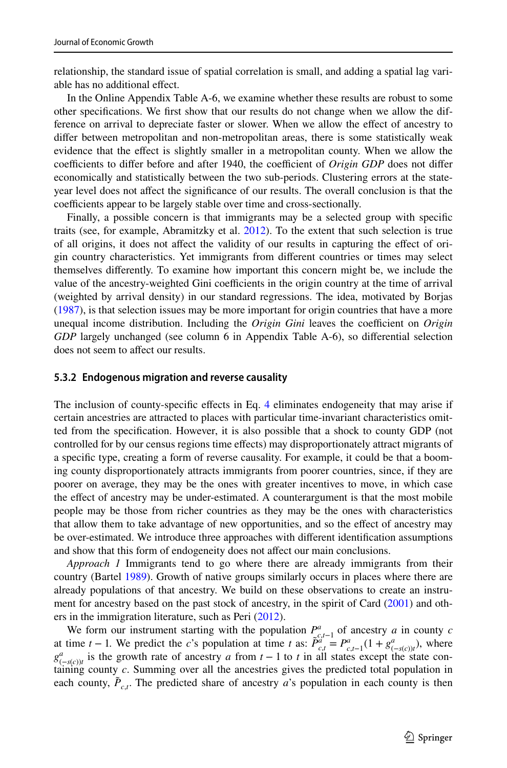relationship, the standard issue of spatial correlation is small, and adding a spatial lag variable has no additional effect.

In the Online Appendix Table A-6, we examine whether these results are robust to some other specifications. We first show that our results do not change when we allow the difference on arrival to depreciate faster or slower. When we allow the effect of ancestry to differ between metropolitan and non-metropolitan areas, there is some statistically weak evidence that the effect is slightly smaller in a metropolitan county. When we allow the coefficients to differ before and after 1940, the coefficient of *Origin GDP* does not differ economically and statistically between the two sub-periods. Clustering errors at the state-year level does not affect the significance of our results. The overall conclusion is that the coefficients appear to be largely stable over time and cross-sectionally.

Finally, a possible concern is that immigrants may be a selected group with specific traits (see, for example, Abramitzky et al. 2012). To the extent that such selection is true of all origins, it does not affect the validity of our results in capturing the effect of origin country characteristics. Yet immigrants from different countries or times may select themselves differently. To examine how important this concern might be, we include the value of the ancestry-weighted Gini coefficients in the origin country at the time of arrival (weighted by arrival density) in our standard regressions. The idea, motivated by Borjas (1987), is that selection issues may be more important for origin countries that have a more unequal income distribution. Including the *Origin Gini* leaves the coefficient on *Origin GDP* largely unchanged (see column 6 in Appendix Table A-6), so differential selection does not seem to affect our results.

### 5.3.2 Endogenous migration and reverse causality

The inclusion of county-specific effects in Eq. 4 eliminates endogeneity that may arise if certain ancestries are attracted to places with particular time-invariant characteristics omitted from the specification. However, it is also possible that a shock to county GDP (not controlled for by our census regions time effects) may disproportionately attract migrants of a specific type, creating a form of reverse causality. For example, it could be that a booming county disproportionately attracts immigrants from poorer countries, since, if they are poorer on average, they may be the ones with greater incentives to move, in which case the effect of ancestry may be under-estimated. A counterargument is that the most mobile people may be those from richer countries as they may be the ones with characteristics that allow them to take advantage of new opportunities, and so the effect of ancestry may be over-estimated. We introduce three approaches with different identification assumptions and show that this form of endogeneity does not affect our main conclusions.

*Approach 1* Immigrants tend to go where there are already immigrants from their country (Bartel 1989). Growth of native groups similarly occurs in places where there are already populations of that ancestry. We build on these observations to create an instrument for ancestry based on the past stock of ancestry, in the spirit of Card (2001) and others in the immigration literature, such as Peri (2012).

We form our instrument starting with the population $P^{a}_{c,t-1}$ of ancestry $a$ in county $c$ at time $t-1$. We predict the $c$'s population at time $t$ as: $\tilde{P}^{a}_{c,t} = P^{a}_{c,t-1}(1 + g^{a}_{(-s(c))t})$, where $g^{a}_{(-s(c))t}$ is the growth rate of ancestry $a$ from $t-1$ to $t$ in all states except the state containing county $c$. Summing over all the ancestries gives the predicted total population in each county, $\tilde{P}_{c,t}$. The predicted share of ancestry $a$'s population in each county is then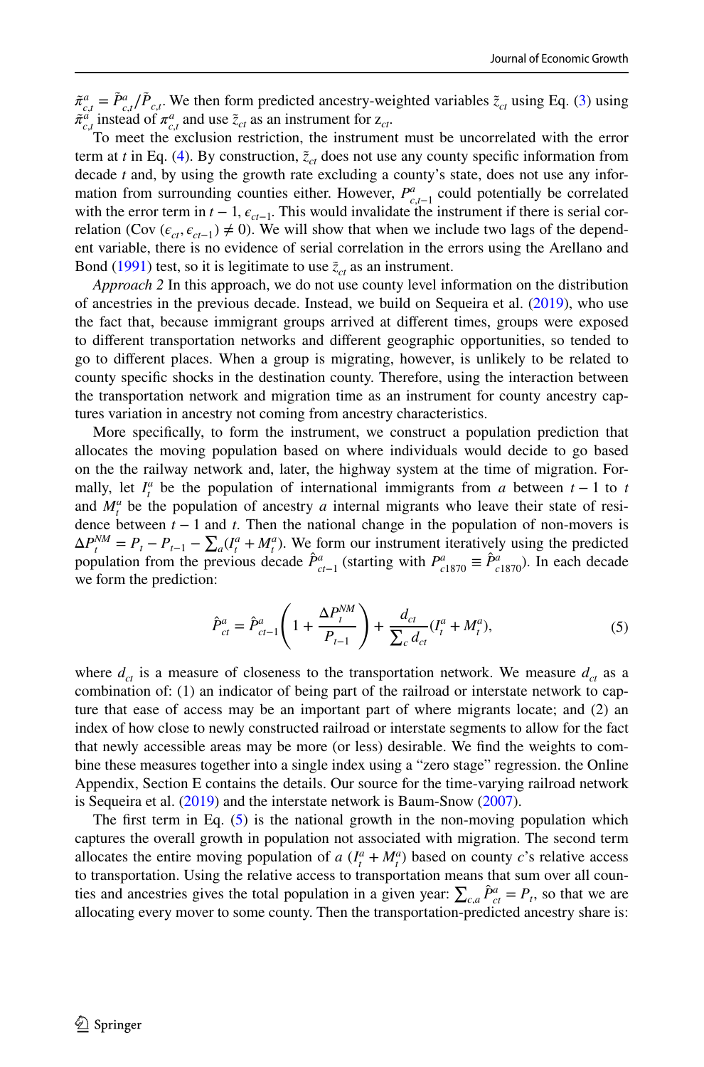$\tilde{\pi}^a_{c,t} = \tilde{P}^a_{c,t}/\tilde{P}_{c,t}$. We then form predicted ancestry-weighted variables $\tilde{z}_{ct}$ using Eq. (3) using $\tilde{\pi}^a_{c,t}$ instead of $\pi^a_{c,t}$ and use $\tilde{z}_{ct}$ as an instrument for $z_{ct}$.

To meet the exclusion restriction, the instrument must be uncorrelated with the error term at $t$ in Eq. (4). By construction, $\tilde{z}_{ct}$ does not use any county specific information from decade $t$ and, by using the growth rate excluding a county's state, does not use any information from surrounding counties either. However, $P^a_{c,t-1}$ could potentially be correlated with the error term in $t-1$, $\epsilon_{ct-1}$. This would invalidate the instrument if there is serial correlation (Cov $(\epsilon_{ct}, \epsilon_{ct-1}) \neq 0$). We will show that when we include two lags of the dependent variable, there is no evidence of serial correlation in the errors using the Arellano and Bond (1991) test, so it is legitimate to use $\tilde{z}_{ct}$ as an instrument.

*Approach 2* In this approach, we do not use county level information on the distribution of ancestries in the previous decade. Instead, we build on Sequeira et al. (2019), who use the fact that, because immigrant groups arrived at different times, groups were exposed to different transportation networks and different geographic opportunities, so tended to go to different places. When a group is migrating, however, is unlikely to be related to county specific shocks in the destination county. Therefore, using the interaction between the transportation network and migration time as an instrument for county ancestry captures variation in ancestry not coming from ancestry characteristics.

More specifically, to form the instrument, we construct a population prediction that allocates the moving population based on where individuals would decide to go based on the the railway network and, later, the highway system at the time of migration. Formally, let $I^a_t$ be the population of international immigrants from $a$ between $t-1$ to $t$ and $M^a_t$ be the population of ancestry $a$ internal migrants who leave their state of residence between $t-1$ and $t$. Then the national change in the population of non-movers is $\Delta P^{NM}_t = P_t - P_{t-1} - \sum_a (I^a_t + M^a_t)$. We form our instrument iteratively using the predicted population from the previous decade $\hat{P}^a_{ct-1}$ (starting with $P^a_{c1870} \equiv \hat{P}^a_{c1870}$). In each decade we form the prediction:

$$\hat{P}^a_{ct} = \hat{P}^a_{ct-1}\left(1 + \frac{\Delta P^{NM}_t}{P_{t-1}}\right) + \frac{d_{ct}}{\sum_c d_{ct}}(I^a_t + M^a_t), \tag{5}$$

where $d_{ct}$ is a measure of closeness to the transportation network. We measure $d_{ct}$ as a combination of: (1) an indicator of being part of the railroad or interstate network to capture that ease of access may be an important part of where migrants locate; and (2) an index of how close to newly constructed railroad or interstate segments to allow for the fact that newly accessible areas may be more (or less) desirable. We find the weights to combine these measures together into a single index using a "zero stage" regression. the Online Appendix, Section E contains the details. Our source for the time-varying railroad network is Sequeira et al. (2019) and the interstate network is Baum-Snow (2007).

The first term in Eq. (5) is the national growth in the non-moving population which captures the overall growth in population not associated with migration. The second term allocates the entire moving population of $a$ $(I^a_t + M^a_t)$ based on county $c$'s relative access to transportation. Using the relative access to transportation means that sum over all counties and ancestries gives the total population in a given year: $\sum_{c,a} \hat{P}^a_{ct} = P_t$, so that we are allocating every mover to some county. Then the transportation-predicted ancestry share is: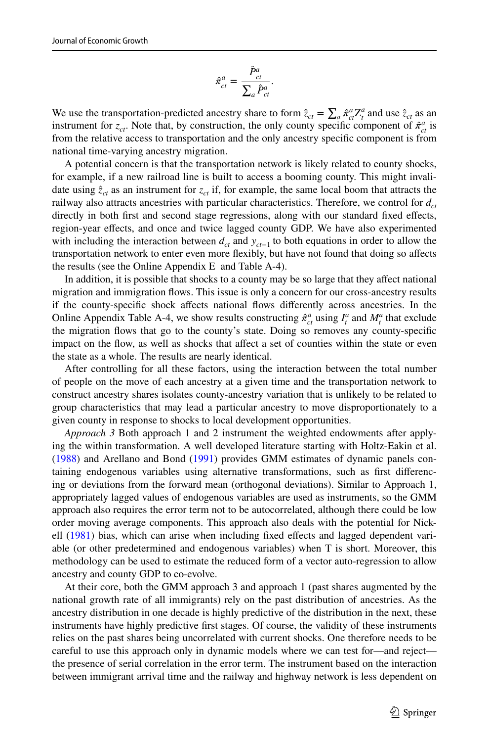$$\hat{\pi}^{a}_{ct} = \frac{\hat{P}^{a}_{ct}}{\sum_a \hat{P}^{a}_{ct}}.$$

We use the transportation-predicted ancestry share to form $\hat{z}_{ct} = \sum_a \hat{\pi}^{a}_{ct} Z^{a}_{t}$ and use $\hat{z}_{ct}$ as an instrument for $z_{ct}$. Note that, by construction, the only county specific component of $\hat{\pi}^{a}_{ct}$ is from the relative access to transportation and the only ancestry specific component is from national time-varying ancestry migration.

A potential concern is that the transportation network is likely related to county shocks, for example, if a new railroad line is built to access a booming county. This might invalidate using $\hat{z}_{ct}$ as an instrument for $z_{ct}$ if, for example, the same local boom that attracts the railway also attracts ancestries with particular characteristics. Therefore, we control for $d_{ct}$ directly in both first and second stage regressions, along with our standard fixed effects, region-year effects, and once and twice lagged county GDP. We have also experimented with including the interaction between $d_{ct}$ and $y_{ct-1}$ to both equations in order to allow the transportation network to enter even more flexibly, but have not found that doing so affects the results (see the Online Appendix E and Table A-4).

In addition, it is possible that shocks to a county may be so large that they affect national migration and immigration flows. This issue is only a concern for our cross-ancestry results if the county-specific shock affects national flows differently across ancestries. In the Online Appendix Table A-4, we show results constructing $\hat{\pi}^{a}_{ct}$ using $I^{a}_{t}$ and $M^{a}_{t}$ that exclude the migration flows that go to the county's state. Doing so removes any county-specific impact on the flow, as well as shocks that affect a set of counties within the state or even the state as a whole. The results are nearly identical.

After controlling for all these factors, using the interaction between the total number of people on the move of each ancestry at a given time and the transportation network to construct ancestry shares isolates county-ancestry variation that is unlikely to be related to group characteristics that may lead a particular ancestry to move disproportionately to a given county in response to shocks to local development opportunities.

*Approach 3* Both approach 1 and 2 instrument the weighted endowments after applying the within transformation. A well developed literature starting with Holtz-Eakin et al. (1988) and Arellano and Bond (1991) provides GMM estimates of dynamic panels containing endogenous variables using alternative transformations, such as first differencing or deviations from the forward mean (orthogonal deviations). Similar to Approach 1, appropriately lagged values of endogenous variables are used as instruments, so the GMM approach also requires the error term not to be autocorrelated, although there could be low order moving average components. This approach also deals with the potential for Nickell (1981) bias, which can arise when including fixed effects and lagged dependent variable (or other predetermined and endogenous variables) when T is short. Moreover, this methodology can be used to estimate the reduced form of a vector auto-regression to allow ancestry and county GDP to co-evolve.

At their core, both the GMM approach 3 and approach 1 (past shares augmented by the national growth rate of all immigrants) rely on the past distribution of ancestries. As the ancestry distribution in one decade is highly predictive of the distribution in the next, these instruments have highly predictive first stages. Of course, the validity of these instruments relies on the past shares being uncorrelated with current shocks. One therefore needs to be careful to use this approach only in dynamic models where we can test for—and reject—the presence of serial correlation in the error term. The instrument based on the interaction between immigrant arrival time and the railway and highway network is less dependent on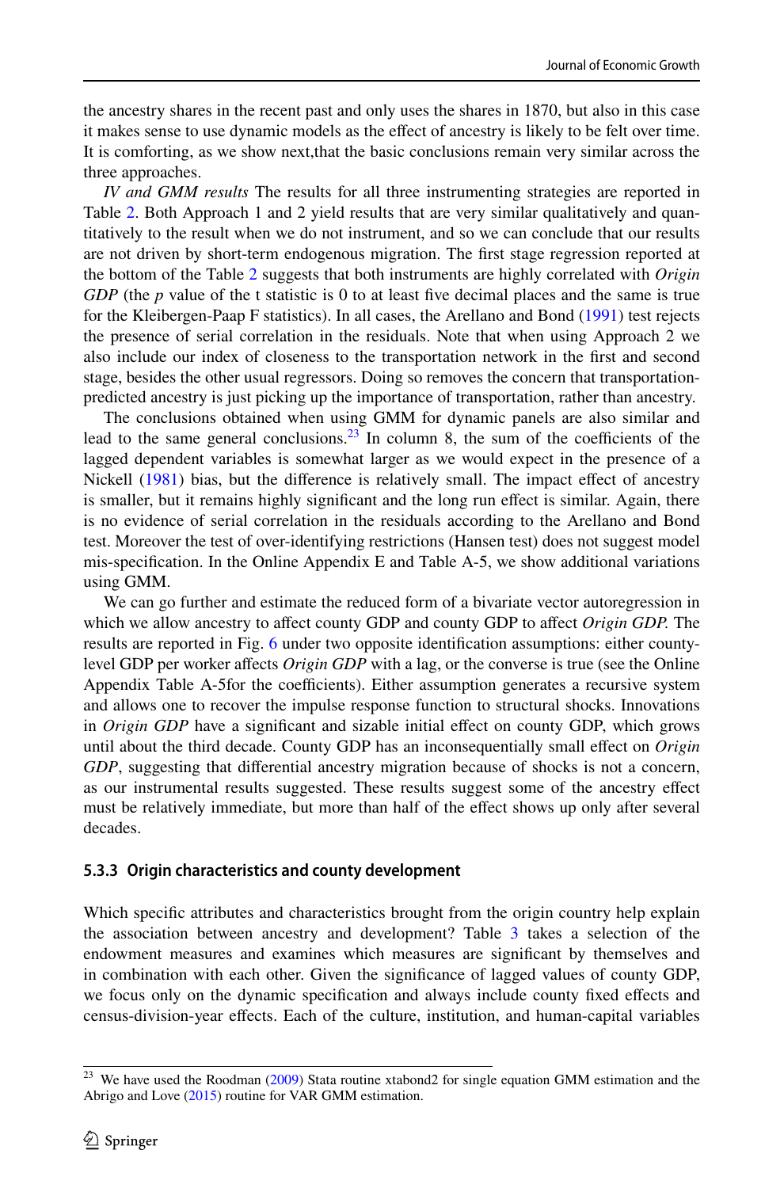the ancestry shares in the recent past and only uses the shares in 1870, but also in this case it makes sense to use dynamic models as the effect of ancestry is likely to be felt over time. It is comforting, as we show next,that the basic conclusions remain very similar across the three approaches.

*IV and GMM results* The results for all three instrumenting strategies are reported in Table 2. Both Approach 1 and 2 yield results that are very similar qualitatively and quantitatively to the result when we do not instrument, and so we can conclude that our results are not driven by short-term endogenous migration. The first stage regression reported at the bottom of the Table 2 suggests that both instruments are highly correlated with *Origin GDP* (the $p$ value of the t statistic is 0 to at least five decimal places and the same is true for the Kleibergen-Paap F statistics). In all cases, the Arellano and Bond (1991) test rejects the presence of serial correlation in the residuals. Note that when using Approach 2 we also include our index of closeness to the transportation network in the first and second stage, besides the other usual regressors. Doing so removes the concern that transportation-predicted ancestry is just picking up the importance of transportation, rather than ancestry.

The conclusions obtained when using GMM for dynamic panels are also similar and lead to the same general conclusions.[23] In column 8, the sum of the coefficients of the lagged dependent variables is somewhat larger as we would expect in the presence of a Nickell (1981) bias, but the difference is relatively small. The impact effect of ancestry is smaller, but it remains highly significant and the long run effect is similar. Again, there is no evidence of serial correlation in the residuals according to the Arellano and Bond test. Moreover the test of over-identifying restrictions (Hansen test) does not suggest model mis-specification. In the Online Appendix E and Table A-5, we show additional variations using GMM.

We can go further and estimate the reduced form of a bivariate vector autoregression in which we allow ancestry to affect county GDP and county GDP to affect *Origin GDP.* The results are reported in Fig. 6 under two opposite identification assumptions: either county-level GDP per worker affects *Origin GDP* with a lag, or the converse is true (see the Online Appendix Table A-5for the coefficients). Either assumption generates a recursive system and allows one to recover the impulse response function to structural shocks. Innovations in *Origin GDP* have a significant and sizable initial effect on county GDP, which grows until about the third decade. County GDP has an inconsequentially small effect on *Origin GDP*, suggesting that differential ancestry migration because of shocks is not a concern, as our instrumental results suggested. These results suggest some of the ancestry effect must be relatively immediate, but more than half of the effect shows up only after several decades.

### 5.3.3 Origin characteristics and county development

Which specific attributes and characteristics brought from the origin country help explain the association between ancestry and development? Table 3 takes a selection of the endowment measures and examines which measures are significant by themselves and in combination with each other. Given the significance of lagged values of county GDP, we focus only on the dynamic specification and always include county fixed effects and census-division-year effects. Each of the culture, institution, and human-capital variables

[23] We have used the Roodman (2009) Stata routine xtabond2 for single equation GMM estimation and the Abrigo and Love (2015) routine for VAR GMM estimation.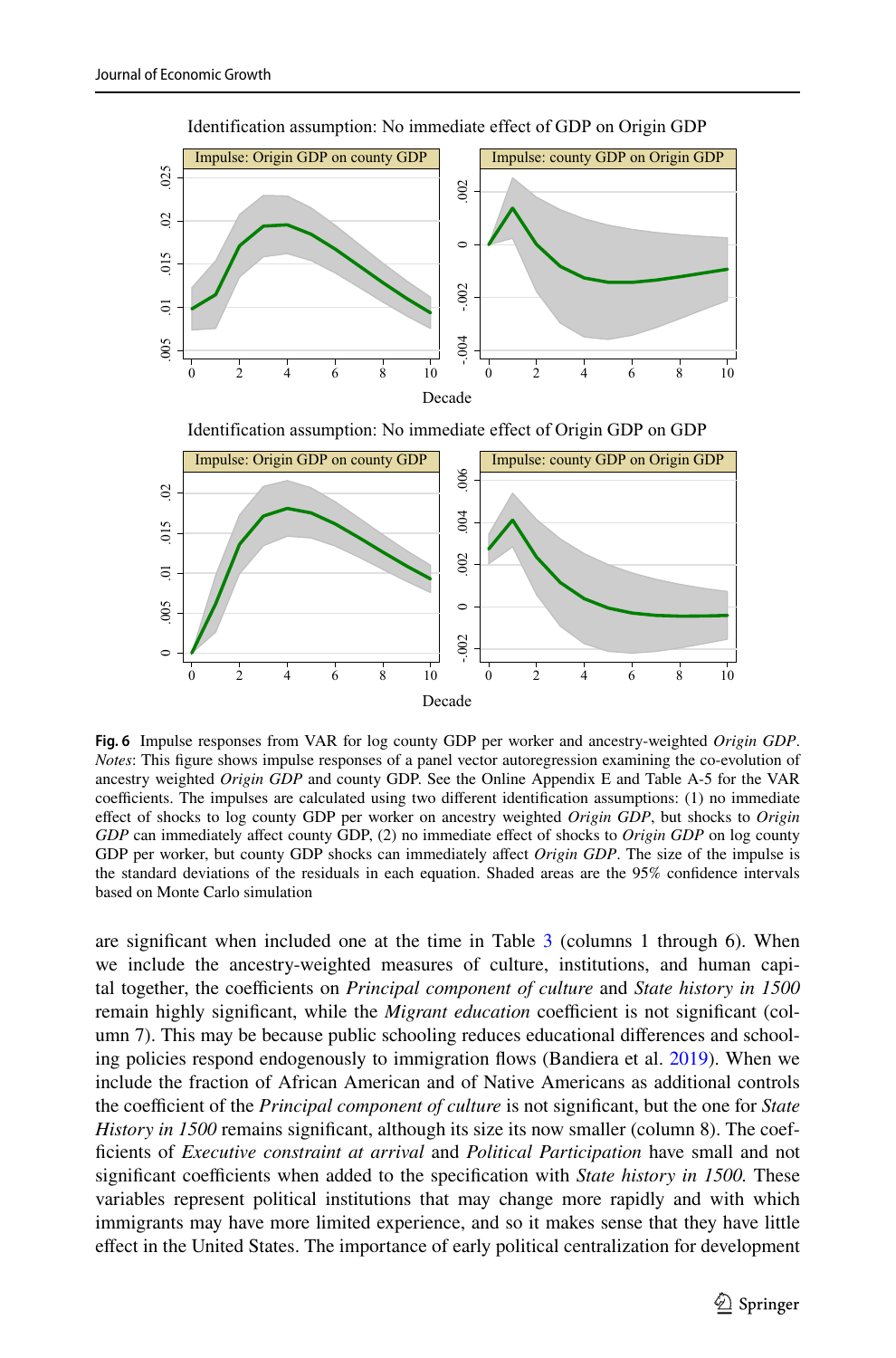**Fig. 6** Impulse responses from VAR for log county GDP per worker and ancestry-weighted *Origin GDP*. *Notes*: This figure shows impulse responses of a panel vector autoregression examining the co-evolution of ancestry weighted *Origin GDP* and county GDP. See the Online Appendix E and Table A-5 for the VAR coefficients. The impulses are calculated using two different identification assumptions: (1) no immediate effect of shocks to log county GDP per worker on ancestry weighted *Origin GDP*, but shocks to *Origin GDP* can immediately affect county GDP, (2) no immediate effect of shocks to *Origin GDP* on log county GDP per worker, but county GDP shocks can immediately affect *Origin GDP*. The size of the impulse is the standard deviations of the residuals in each equation. Shaded areas are the 95% confidence intervals based on Monte Carlo simulation

are significant when included one at the time in Table 3 (columns 1 through 6). When we include the ancestry-weighted measures of culture, institutions, and human capital together, the coefficients on *Principal component of culture* and *State history in 1500* remain highly significant, while the *Migrant education* coefficient is not significant (column 7). This may be because public schooling reduces educational differences and schooling policies respond endogenously to immigration flows (Bandiera et al. 2019). When we include the fraction of African American and of Native Americans as additional controls the coefficient of the *Principal component of culture* is not significant, but the one for *State History in 1500* remains significant, although its size its now smaller (column 8). The coefficients of *Executive constraint at arrival* and *Political Participation* have small and not significant coefficients when added to the specification with *State history in 1500.* These variables represent political institutions that may change more rapidly and with which immigrants may have more limited experience, and so it makes sense that they have little effect in the United States. The importance of early political centralization for development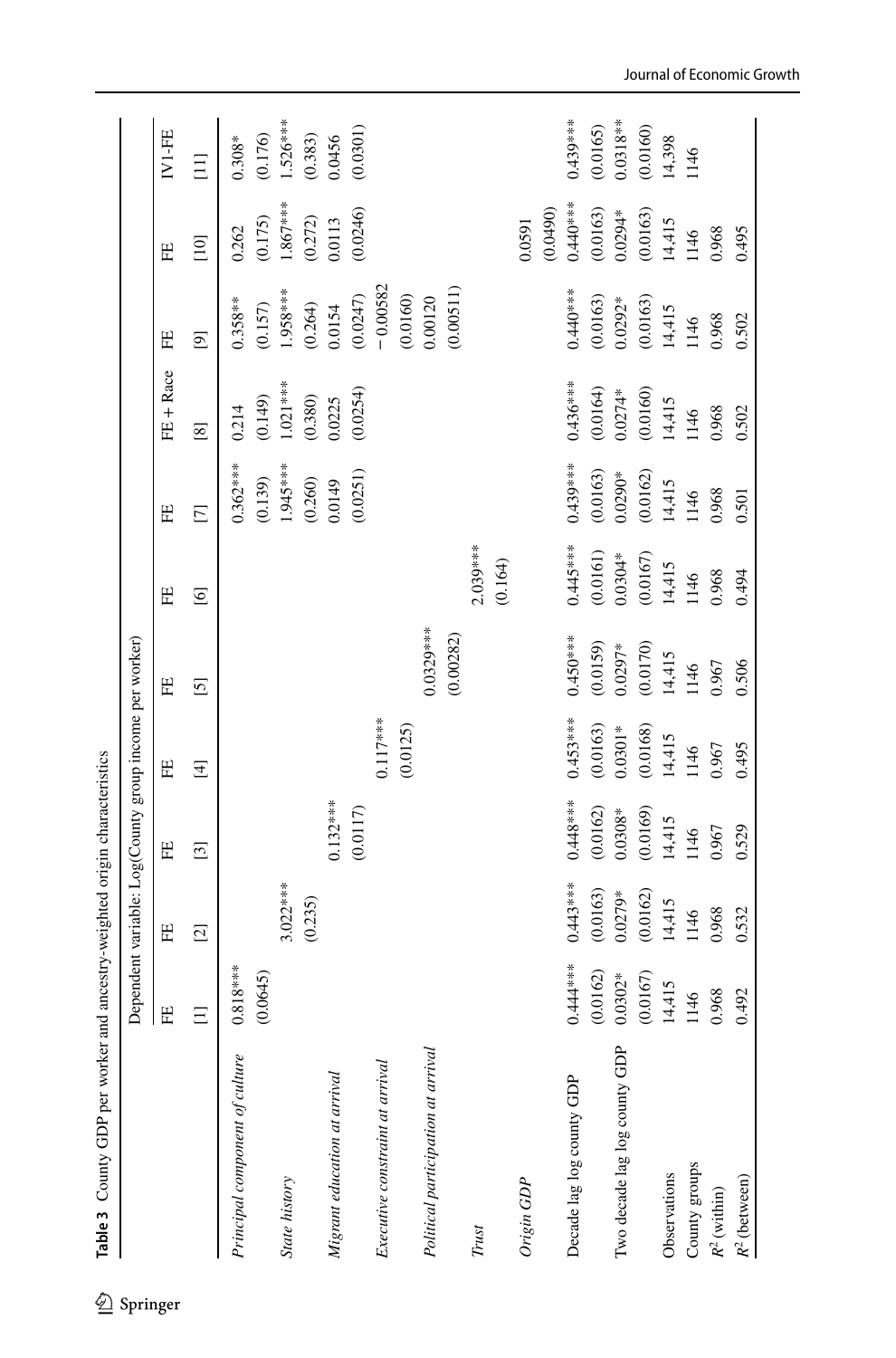**Table 3** County GDP per worker and ancestry-weighted origin characteristics

| | Dependent variable: Log(County group income per worker) | | | | | | | | | | |
|---|---|---|---|---|---|---|---|---|---|---|---|
| | FE | FE | FE | FE | FE | FE | FE | FE + Race | FE | FE | IV1-FE |
| | [1] | [2] | [3] | [4] | [5] | [6] | [7] | [8] | [9] | [10] | [11] |
| *Principal component of culture* | 0.818*** | | | | | | 0.362*** | 0.214 | 0.358** | 0.262 | 0.308* |
| | (0.0645) | | | | | | (0.139) | (0.149) | (0.157) | (0.175) | (0.176) |
| *State history* | | 3.022*** | | | | | 1.945*** | 1.021*** | 1.958*** | 1.867*** | 1.526*** |
| | | (0.235) | | | | | (0.260) | (0.380) | (0.264) | (0.272) | (0.383) |
| *Migrant education at arrival* | | | 0.132*** | | | | 0.0149 | 0.0225 | 0.0154 | 0.0113 | 0.0456 |
| | | | (0.0117) | | | | (0.0251) | (0.0254) | (0.0247) | (0.0246) | (0.0301) |
| *Executive constraint at arrival* | | | | 0.117*** | | | | | −0.00582 | | |
| | | | | (0.0125) | | | | | (0.0160) | | |
| *Political participation at arrival* | | | | | 0.0329*** | | | | 0.00120 | | |
| | | | | | (0.00282) | | | | (0.00511) | | |
| *Trust* | | | | | | 2.039*** | | | | | |
| | | | | | | (0.164) | | | | | |
| *Origin GDP* | | | | | | | | | | 0.0591 | |
| | | | | | | | | | | (0.0490) | |
| Decade lag log county GDP | 0.444*** | 0.443*** | 0.448*** | 0.453*** | 0.450*** | 0.445*** | 0.439*** | 0.436*** | 0.440*** | 0.440*** | 0.439*** |
| | (0.0162) | (0.0163) | (0.0162) | (0.0163) | (0.0159) | (0.0161) | (0.0163) | (0.0164) | (0.0163) | (0.0163) | (0.0165) |
| Two decade lag log county GDP | 0.0302* | 0.0279* | 0.0308* | 0.0301* | 0.0297* | 0.0304* | 0.0290* | 0.0274* | 0.0292* | 0.0294* | 0.0318** |
| | (0.0167) | (0.0162) | (0.0169) | (0.0168) | (0.0170) | (0.0167) | (0.0162) | (0.0160) | (0.0163) | (0.0163) | (0.0160) |
| Observations | 14,415 | 14,415 | 14,415 | 14,415 | 14,415 | 14,415 | 14,415 | 14,415 | 14,415 | 14,415 | 14,398 |
| County groups | 1146 | 1146 | 1146 | 1146 | 1146 | 1146 | 1146 | 1146 | 1146 | 1146 | 1146 |
| $R^2$ (within) | 0.968 | 0.968 | 0.967 | 0.967 | 0.967 | 0.968 | 0.968 | 0.968 | 0.968 | 0.968 | |
| $R^2$ (between) | 0.492 | 0.532 | 0.529 | 0.495 | 0.506 | 0.494 | 0.501 | 0.502 | 0.502 | 0.495 | |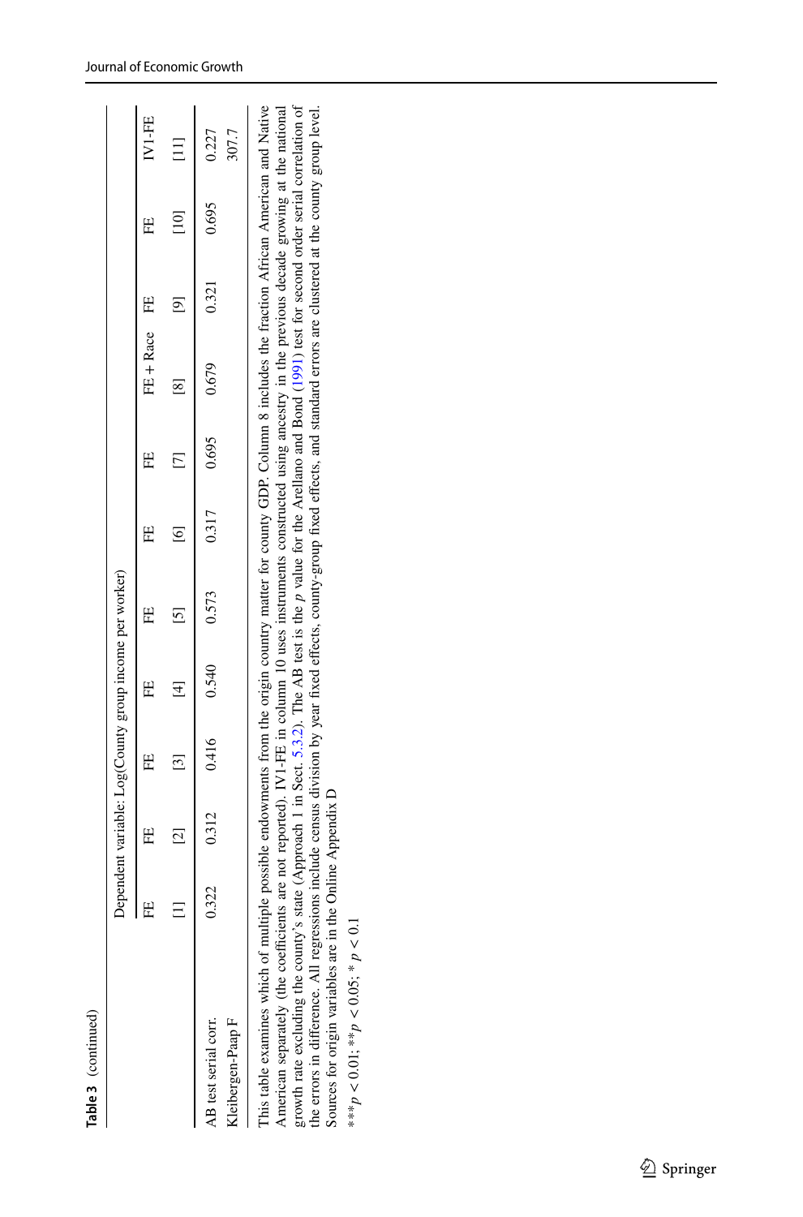**Table 3** (continued)

| | Dependent variable: Log(County group income per worker) | | | | | | | | | | |
|---|---|---|---|---|---|---|---|---|---|---|---|
| | FE | FE | FE | FE | FE | FE | FE | FE + Race | FE | FE | IV1-FE |
| | [1] | [2] | [3] | [4] | [5] | [6] | [7] | [8] | [9] | [10] | [11] |
| AB test serial corr. | 0.322 | 0.312 | 0.416 | 0.540 | 0.573 | 0.317 | 0.695 | 0.679 | 0.321 | 0.695 | 0.227 |
| Kleibergen-Paap F | | | | | | | | | | | 307.7 |

This table examines which of multiple possible endowments from the origin country matter for county GDP. Column 8 includes the fraction African American and Native American separately (the coefficients are not reported). IV1-FE in column 10 uses instruments constructed using ancestry in the previous decade growing at the national growth rate excluding the county's state (Approach 1 in Sect. 5.3.2). The AB test is the $p$ value for the Arellano and Bond (1991) test for second order serial correlation of the errors in difference. All regressions include census division by year fixed effects, county-group fixed effects, and standard errors are clustered at the county group level. Sources for origin variables are in the Online Appendix D

***$p < 0.01$; **$p < 0.05$; *$p < 0.1$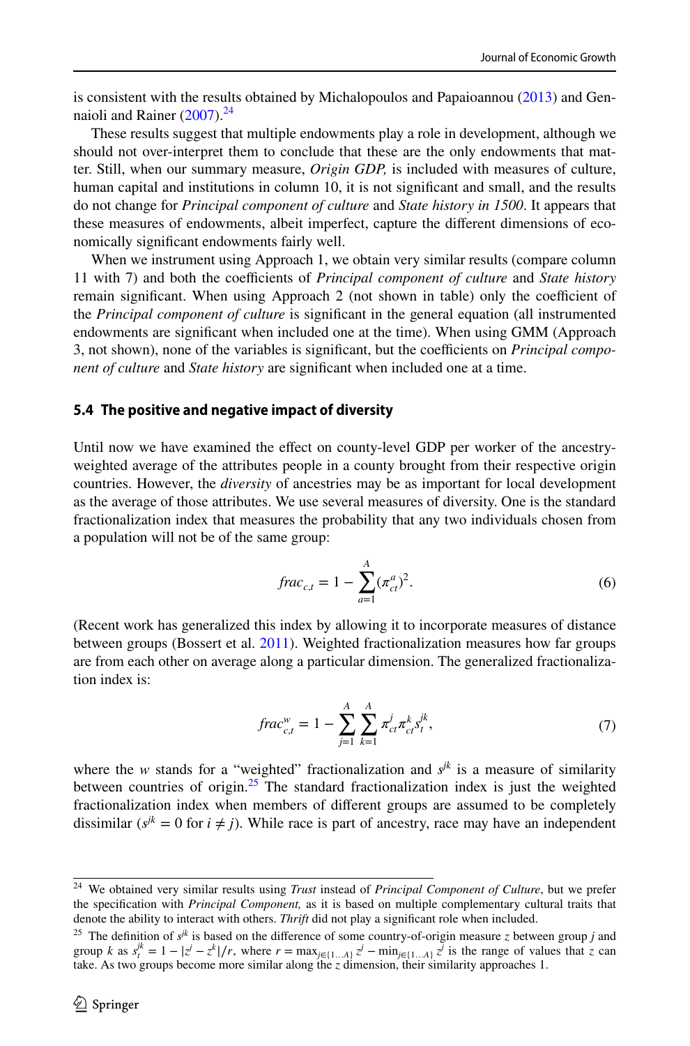is consistent with the results obtained by Michalopoulos and Papaioannou (2013) and Gennaioli and Rainer (2007).[24]

These results suggest that multiple endowments play a role in development, although we should not over-interpret them to conclude that these are the only endowments that matter. Still, when our summary measure, *Origin GDP,* is included with measures of culture, human capital and institutions in column 10, it is not significant and small, and the results do not change for *Principal component of culture* and *State history in 1500*. It appears that these measures of endowments, albeit imperfect, capture the different dimensions of economically significant endowments fairly well.

When we instrument using Approach 1, we obtain very similar results (compare column 11 with 7) and both the coefficients of *Principal component of culture* and *State history* remain significant. When using Approach 2 (not shown in table) only the coefficient of the *Principal component of culture* is significant in the general equation (all instrumented endowments are significant when included one at the time). When using GMM (Approach 3, not shown), none of the variables is significant, but the coefficients on *Principal component of culture* and *State history* are significant when included one at a time.

### 5.4 The positive and negative impact of diversity

Until now we have examined the effect on county-level GDP per worker of the ancestry-weighted average of the attributes people in a county brought from their respective origin countries. However, the *diversity* of ancestries may be as important for local development as the average of those attributes. We use several measures of diversity. One is the standard fractionalization index that measures the probability that any two individuals chosen from a population will not be of the same group:

$$frac_{c,t} = 1 - \sum_{a=1}^{A} (\pi_{ct}^{a})^2. \tag{6}$$

(Recent work has generalized this index by allowing it to incorporate measures of distance between groups (Bossert et al. 2011). Weighted fractionalization measures how far groups are from each other on average along a particular dimension. The generalized fractionalization index is:

$$frac_{c,t}^{w} = 1 - \sum_{j=1}^{A} \sum_{k=1}^{A} \pi_{ct}^{j} \pi_{ct}^{k} s_{t}^{jk}, \tag{7}$$

where the $w$ stands for a "weighted" fractionalization and $s^{jk}$ is a measure of similarity between countries of origin.[25] The standard fractionalization index is just the weighted fractionalization index when members of different groups are assumed to be completely dissimilar ($s^{jk} = 0$ for $i \neq j$). While race is part of ancestry, race may have an independent

---

[24] We obtained very similar results using *Trust* instead of *Principal Component of Culture*, but we prefer the specification with *Principal Component,* as it is based on multiple complementary cultural traits that denote the ability to interact with others. *Thrift* did not play a significant role when included.

[25] The definition of $s^{jk}$ is based on the difference of some country-of-origin measure $z$ between group $j$ and group $k$ as $s_t^{jk} = 1 - |z^j - z^k|/r$, where $r = \max_{j \in \{1...A\}} z^j - \min_{j \in \{1...A\}} z^j$ is the range of values that $z$ can take. As two groups become more similar along the $z$ dimension, their similarity approaches 1.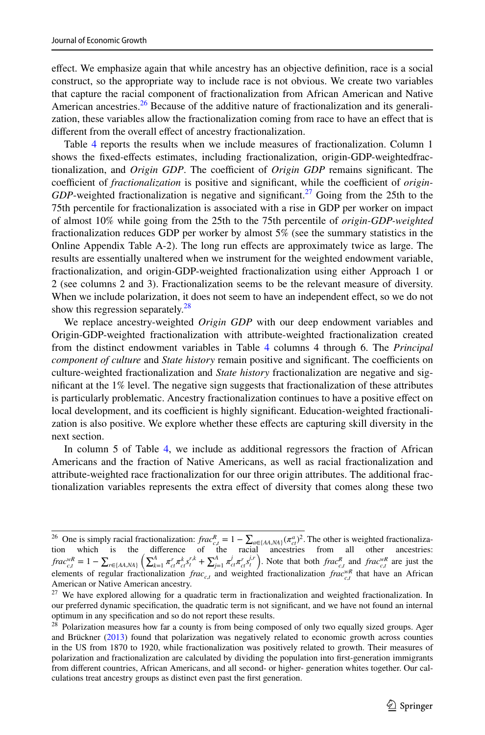effect. We emphasize again that while ancestry has an objective definition, race is a social construct, so the appropriate way to include race is not obvious. We create two variables that capture the racial component of fractionalization from African American and Native American ancestries.[26] Because of the additive nature of fractionalization and its generalization, these variables allow the fractionalization coming from race to have an effect that is different from the overall effect of ancestry fractionalization.

Table 4 reports the results when we include measures of fractionalization. Column 1 shows the fixed-effects estimates, including fractionalization, origin-GDP-weightedfractionalization, and *Origin GDP*. The coefficient of *Origin GDP* remains significant. The coefficient of *fractionalization* is positive and significant, while the coefficient of *origin-GDP*-weighted fractionalization is negative and significant.[27] Going from the 25th to the 75th percentile for fractionalization is associated with a rise in GDP per worker on impact of almost 10% while going from the 25th to the 75th percentile of *origin-GDP-weighted* fractionalization reduces GDP per worker by almost 5% (see the summary statistics in the Online Appendix Table A-2). The long run effects are approximately twice as large. The results are essentially unaltered when we instrument for the weighted endowment variable, fractionalization, and origin-GDP-weighted fractionalization using either Approach 1 or 2 (see columns 2 and 3). Fractionalization seems to be the relevant measure of diversity. When we include polarization, it does not seem to have an independent effect, so we do not show this regression separately.[28]

We replace ancestry-weighted *Origin GDP* with our deep endowment variables and Origin-GDP-weighted fractionalization with attribute-weighted fractionalization created from the distinct endowment variables in Table 4 columns 4 through 6. The *Principal component of culture* and *State history* remain positive and significant. The coefficients on culture-weighted fractionalization and *State history* fractionalization are negative and significant at the 1% level. The negative sign suggests that fractionalization of these attributes is particularly problematic. Ancestry fractionalization continues to have a positive effect on local development, and its coefficient is highly significant. Education-weighted fractionalization is also positive. We explore whether these effects are capturing skill diversity in the next section.

In column 5 of Table 4, we include as additional regressors the fraction of African Americans and the fraction of Native Americans, as well as racial fractionalization and attribute-weighted race fractionalization for our three origin attributes. The additional fractionalization variables represents the extra effect of diversity that comes along these two

---

[26] One is simply racial fractionalization: $frac^{R}_{c,t} = 1 - \sum_{a \in \{AA,NA\}} (\pi^{a}_{ct})^2$. The other is weighted fractionalization which is the difference of the racial ancestries from all other ancestries: $frac^{wR}_{c,t} = 1 - \sum_{r \in \{AA,NA\}} \left( \sum_{k=1}^{A} \pi^{r}_{ct} \pi^{k}_{ct} s^{r,k}_{t} + \sum_{j=1}^{A} \pi^{j}_{ct} \pi^{r}_{ct} s^{j,r}_{t} \right)$. Note that both $frac^{R}_{c,t}$ and $frac^{wR}_{c,t}$ are just the elements of regular fractionalization $frac_{c,t}$ and weighted fractionalization $frac^{wR}_{c,t}$ that have an African American or Native American ancestry.

[27] We have explored allowing for a quadratic term in fractionalization and weighted fractionalization. In our preferred dynamic specification, the quadratic term is not significant, and we have not found an internal optimum in any specification and so do not report these results.

[28] Polarization measures how far a county is from being composed of only two equally sized groups. Ager and Brückner (2013) found that polarization was negatively related to economic growth across counties in the US from 1870 to 1920, while fractionalization was positively related to growth. Their measures of polarization and fractionalization are calculated by dividing the population into first-generation immigrants from different countries, African Americans, and all second- or higher- generation whites together. Our calculations treat ancestry groups as distinct even past the first generation.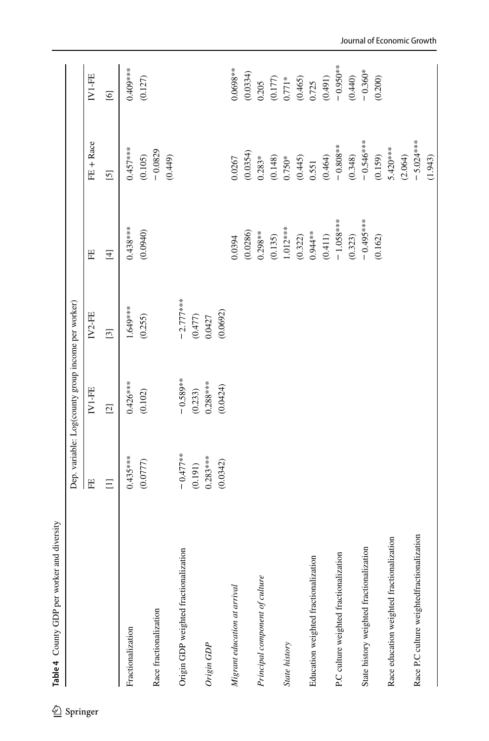**Table 4** County GDP per worker and diversity

| | Dep. variable: Log(county group income per worker) | | | | | |
|---|---|---|---|---|---|---|
| | FE | IV1-FE | IV2-FE | FE | FE + Race | IV1-FE |
| | [1] | [2] | [3] | [4] | [5] | [6] |
| Fractionalization | 0.435*** | 0.426*** | 1.649*** | 0.438*** | 0.457*** | 0.409*** |
| | (0.0777) | (0.102) | (0.255) | (0.0940) | (0.105) | (0.127) |
| Race fractionalization | | | | | −0.0829 | |
| | | | | | (0.449) | |
| Origin GDP weighted fractionalization | −0.477** | −0.589** | −2.777*** | | | |
| | (0.191) | (0.233) | (0.477) | | | |
| *Origin GDP* | 0.283*** | 0.288*** | 0.0427 | | | |
| | (0.0342) | (0.0424) | (0.0692) | | | |
| *Migrant education at arrival* | | | | 0.0394 | 0.0267 | 0.0698** |
| | | | | (0.0286) | (0.0354) | (0.0334) |
| *Principal component of culture* | | | | 0.298** | 0.283* | 0.205 |
| | | | | (0.135) | (0.148) | (0.177) |
| *State history* | | | | 1.012*** | 0.750* | 0.771* |
| | | | | (0.322) | (0.445) | (0.465) |
| Education weighted fractionalization | | | | 0.944** | 0.551 | 0.725 |
| | | | | (0.411) | (0.464) | (0.491) |
| P.C culture weighted fractionalization | | | | −1.058*** | −0.808** | −0.950** |
| | | | | (0.323) | (0.348) | (0.440) |
| State history weighted fractionalization | | | | −0.495*** | −0.546*** | −0.360* |
| | | | | (0.162) | (0.159) | (0.200) |
| Race education weighted fractionalization | | | | | 5.420*** | |
| | | | | | (2.064) | |
| Race P.C culture weightedfractionalization | | | | | −5.024*** | |
| | | | | | (1.943) | |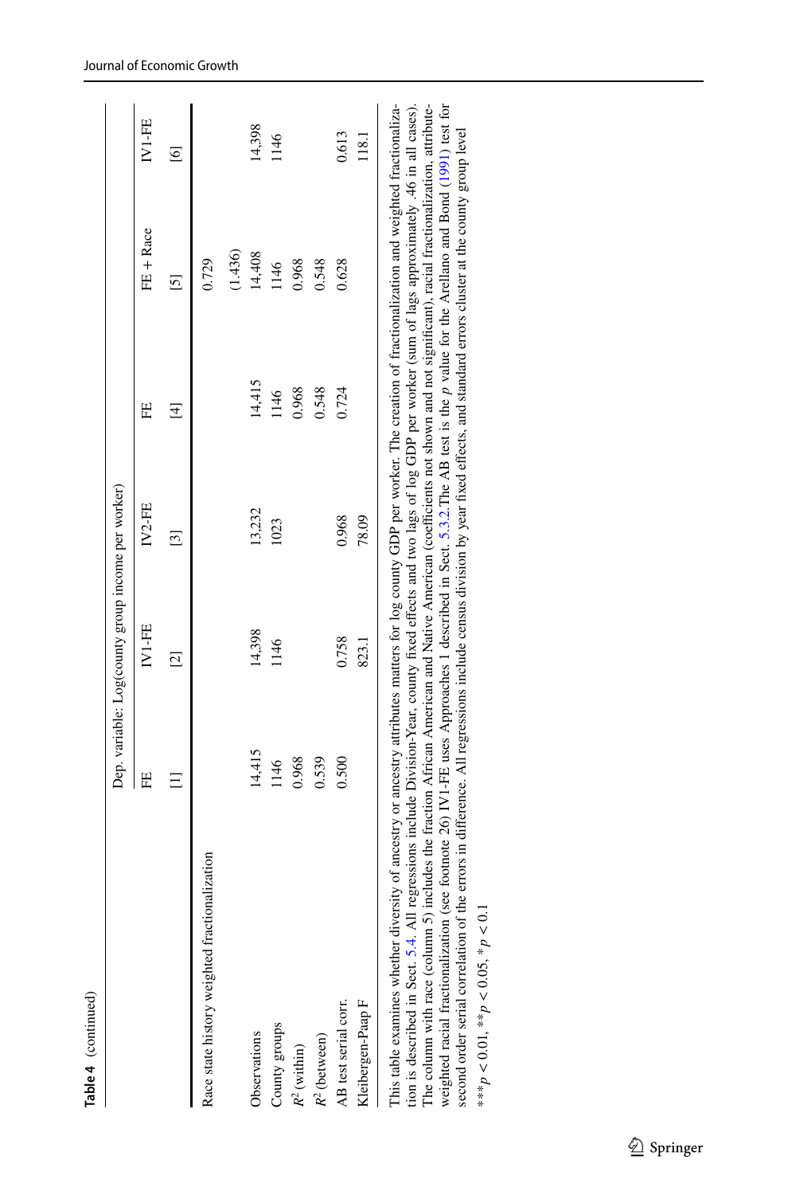**Table 4** (continued)

| | Dep. variable: Log(county group income per worker) | | | | | |
|---|---|---|---|---|---|---|
| | FE | IV1-FE | IV2-FE | FE | FE + Race | IV1-FE |
| | [1] | [2] | [3] | [4] | [5] | [6] |
| Race state history weighted fractionalization | | | | | 0.729 | |
| | | | | | (1.436) | |
| Observations | 14,415 | 14,398 | 13,232 | 14,415 | 14,408 | 14,398 |
| County groups | 1146 | 1146 | 1023 | 1146 | 1146 | 1146 |
| $R^2$ (within) | 0.968 | | | 0.968 | 0.968 | |
| $R^2$ (between) | 0.539 | | | 0.548 | 0.548 | |
| AB test serial corr. | 0.500 | 0.758 | 0.968 | 0.724 | 0.628 | 0.613 |
| Kleibergen-Paap F | | 823.1 | 78.09 | | | 118.1 |

This table examines whether diversity of ancestry or ancestry attributes matters for log county GDP per worker. The creation of fractionalization and weighted fractionalization is described in Sect. 5.4. All regressions include Division-Year, county fixed effects and two lags of log GDP per worker (sum of lags approximately .46 in all cases). The column with race (column 5) includes the fraction African American and Native American (coefficients not shown and not significant), racial fractionalization, attribute-weighted racial fractionalization (see footnote 26) IV1-FE uses Approaches 1 described in Sect. 5.3.2. The AB test is the *p* value for the Arellano and Bond (1991) test for second order serial correlation of the errors in difference. All regressions include census division by year fixed effects, and standard errors cluster at the county group level

***$p < 0.01$, **$p < 0.05$, *$p < 0.1$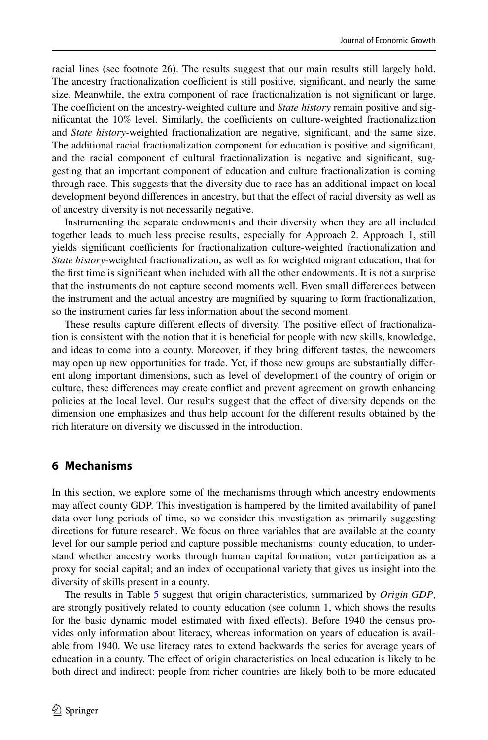racial lines (see footnote 26). The results suggest that our main results still largely hold. The ancestry fractionalization coefficient is still positive, significant, and nearly the same size. Meanwhile, the extra component of race fractionalization is not significant or large. The coefficient on the ancestry-weighted culture and *State history* remain positive and significantat the 10% level. Similarly, the coefficients on culture-weighted fractionalization and *State history*-weighted fractionalization are negative, significant, and the same size. The additional racial fractionalization component for education is positive and significant, and the racial component of cultural fractionalization is negative and significant, suggesting that an important component of education and culture fractionalization is coming through race. This suggests that the diversity due to race has an additional impact on local development beyond differences in ancestry, but that the effect of racial diversity as well as of ancestry diversity is not necessarily negative.

Instrumenting the separate endowments and their diversity when they are all included together leads to much less precise results, especially for Approach 2. Approach 1, still yields significant coefficients for fractionalization culture-weighted fractionalization and *State history*-weighted fractionalization, as well as for weighted migrant education, that for the first time is significant when included with all the other endowments. It is not a surprise that the instruments do not capture second moments well. Even small differences between the instrument and the actual ancestry are magnified by squaring to form fractionalization, so the instrument caries far less information about the second moment.

These results capture different effects of diversity. The positive effect of fractionalization is consistent with the notion that it is beneficial for people with new skills, knowledge, and ideas to come into a county. Moreover, if they bring different tastes, the newcomers may open up new opportunities for trade. Yet, if those new groups are substantially different along important dimensions, such as level of development of the country of origin or culture, these differences may create conflict and prevent agreement on growth enhancing policies at the local level. Our results suggest that the effect of diversity depends on the dimension one emphasizes and thus help account for the different results obtained by the rich literature on diversity we discussed in the introduction.

## 6 Mechanisms

In this section, we explore some of the mechanisms through which ancestry endowments may affect county GDP. This investigation is hampered by the limited availability of panel data over long periods of time, so we consider this investigation as primarily suggesting directions for future research. We focus on three variables that are available at the county level for our sample period and capture possible mechanisms: county education, to understand whether ancestry works through human capital formation; voter participation as a proxy for social capital; and an index of occupational variety that gives us insight into the diversity of skills present in a county.

The results in Table 5 suggest that origin characteristics, summarized by *Origin GDP*, are strongly positively related to county education (see column 1, which shows the results for the basic dynamic model estimated with fixed effects). Before 1940 the census provides only information about literacy, whereas information on years of education is available from 1940. We use literacy rates to extend backwards the series for average years of education in a county. The effect of origin characteristics on local education is likely to be both direct and indirect: people from richer countries are likely both to be more educated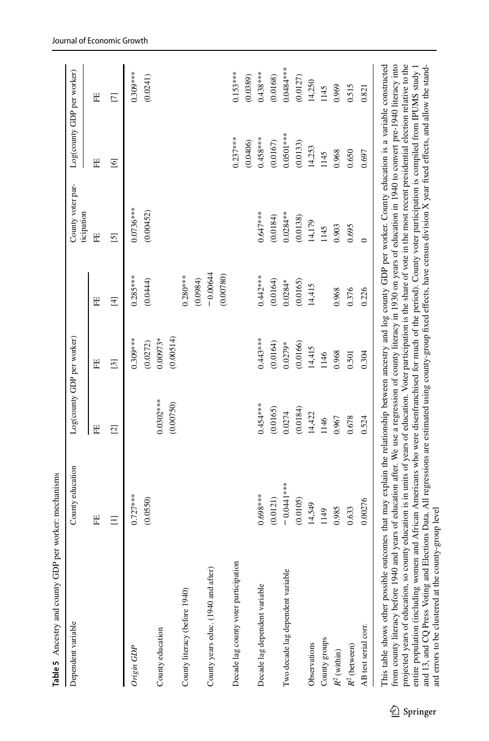**Table 5** Ancestry and county GDP per worker: mechanisms

| Dependent variable | County education | Log(county GDP per worker) | | | County voter participation | Log(county GDP per worker) | |
|---|---|---|---|---|---|---|---|
| | FE | FE | FE | FE | FE | FE | FE |
| | [1] | [2] | [3] | [4] | [5] | [6] | [7] |
| *Origin GDP* | 0.727*** | | 0.309*** | 0.285*** | 0.0736*** | | 0.309*** |
| | (0.0550) | | (0.0272) | (0.0444) | (0.00452) | | (0.0241) |
| County education | | 0.0302*** | 0.00973* | | | | |
| | | (0.00750) | (0.00514) | | | | |
| County literacy (before 1940) | | | | 0.280*** | | | |
| | | | | (0.0984) | | | |
| County years educ. (1940 and after) | | | | −0.00644 | | | |
| | | | | (0.00780) | | | |
| Decade lag county voter participation | | | | | | 0.237*** | 0.153*** |
| | | | | | | (0.0406) | (0.0389) |
| Decade lag dependent variable | 0.698*** | 0.454*** | 0.443*** | 0.442*** | 0.647*** | 0.458*** | 0.438*** |
| | (0.0121) | (0.0165) | (0.0164) | (0.0164) | (0.0184) | (0.0167) | (0.0168) |
| Two decade lag dependent variable | −0.0441*** | 0.0274 | 0.0279* | 0.0284* | 0.0284** | 0.0501*** | 0.0484*** |
| | (0.0105) | (0.0184) | (0.0166) | (0.0165) | (0.0138) | (0.0133) | (0.0127) |
| Observations | 14,549 | 14,422 | 14,415 | 14,415 | 14,179 | 14,253 | 14,250 |
| County groups | 1149 | 1146 | 1146 | | 1145 | 1145 | 1145 |
| $R^2$ (within) | 0.985 | 0.967 | 0.968 | 0.968 | 0.903 | 0.968 | 0.969 |
| $R^2$ (between) | 0.633 | 0.678 | 0.501 | 0.376 | 0.695 | 0.650 | 0.515 |
| AB test serial corr. | 0.00276 | 0.524 | 0.304 | 0.226 | 0 | 0.697 | 0.821 |

This table shows other possible outcomes that may explain the relationship between ancestry and log county GDP per worker. County education is a variable constructed from county literacy before 1940 and years of education after. We use a regression of county literacy in 1930 on years of education in 1940 to convert pre-1940 literacy into projected years of education, so county education is in units of years of education. Voter participation is the share of vote in the most recent presidential election relative to the entire population (including women and African Americans who were disenfranchised for much of the period). County voter participation is compiled from IPUMS study 1 and 13, and CQ Press Voting and Elections Data. All regressions are estimated using county-group fixed effects, have census division X year fixed effects, and allow the standard errors to be clustered at the county-group level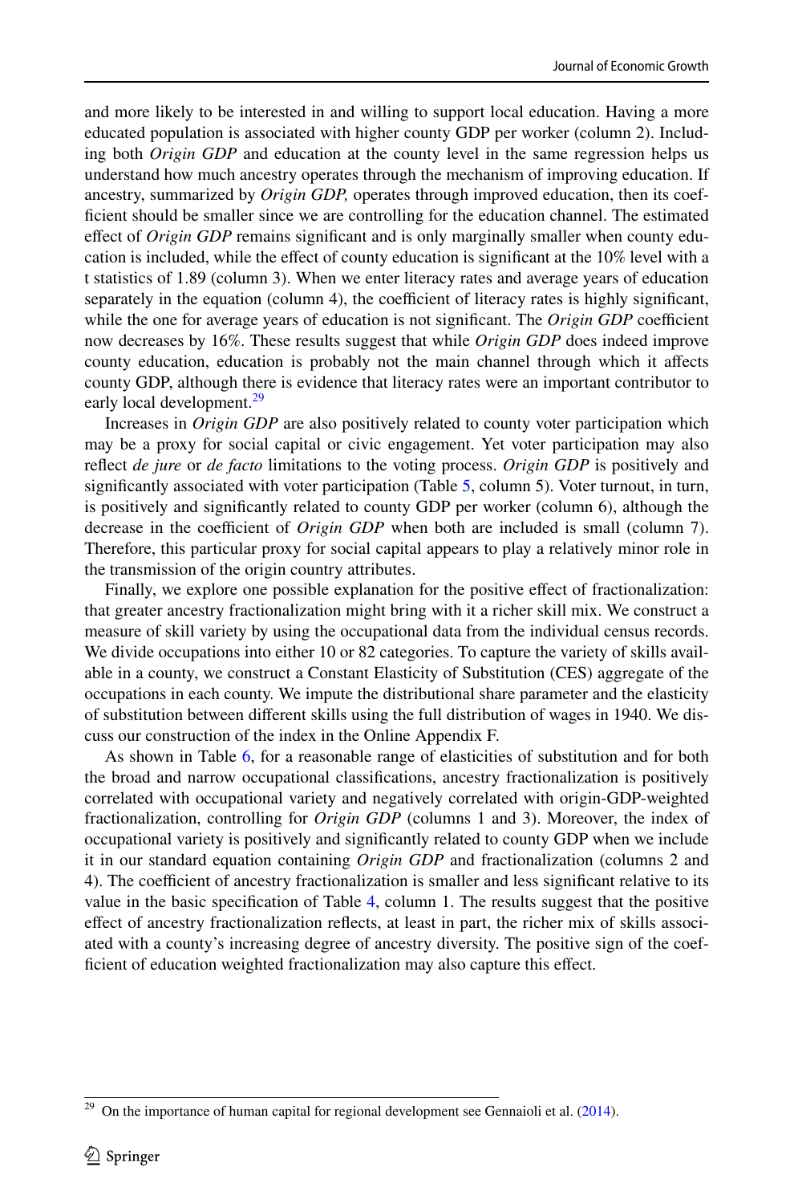and more likely to be interested in and willing to support local education. Having a more educated population is associated with higher county GDP per worker (column 2). Including both *Origin GDP* and education at the county level in the same regression helps us understand how much ancestry operates through the mechanism of improving education. If ancestry, summarized by *Origin GDP,* operates through improved education, then its coefficient should be smaller since we are controlling for the education channel. The estimated effect of *Origin GDP* remains significant and is only marginally smaller when county education is included, while the effect of county education is significant at the 10% level with a t statistics of 1.89 (column 3). When we enter literacy rates and average years of education separately in the equation (column 4), the coefficient of literacy rates is highly significant, while the one for average years of education is not significant. The *Origin GDP* coefficient now decreases by 16%. These results suggest that while *Origin GDP* does indeed improve county education, education is probably not the main channel through which it affects county GDP, although there is evidence that literacy rates were an important contributor to early local development.[29]

Increases in *Origin GDP* are also positively related to county voter participation which may be a proxy for social capital or civic engagement. Yet voter participation may also reflect *de jure* or *de facto* limitations to the voting process. *Origin GDP* is positively and significantly associated with voter participation (Table 5, column 5). Voter turnout, in turn, is positively and significantly related to county GDP per worker (column 6), although the decrease in the coefficient of *Origin GDP* when both are included is small (column 7). Therefore, this particular proxy for social capital appears to play a relatively minor role in the transmission of the origin country attributes.

Finally, we explore one possible explanation for the positive effect of fractionalization: that greater ancestry fractionalization might bring with it a richer skill mix. We construct a measure of skill variety by using the occupational data from the individual census records. We divide occupations into either 10 or 82 categories. To capture the variety of skills available in a county, we construct a Constant Elasticity of Substitution (CES) aggregate of the occupations in each county. We impute the distributional share parameter and the elasticity of substitution between different skills using the full distribution of wages in 1940. We discuss our construction of the index in the Online Appendix F.

As shown in Table 6, for a reasonable range of elasticities of substitution and for both the broad and narrow occupational classifications, ancestry fractionalization is positively correlated with occupational variety and negatively correlated with origin-GDP-weighted fractionalization, controlling for *Origin GDP* (columns 1 and 3). Moreover, the index of occupational variety is positively and significantly related to county GDP when we include it in our standard equation containing *Origin GDP* and fractionalization (columns 2 and 4). The coefficient of ancestry fractionalization is smaller and less significant relative to its value in the basic specification of Table 4, column 1. The results suggest that the positive effect of ancestry fractionalization reflects, at least in part, the richer mix of skills associated with a county's increasing degree of ancestry diversity. The positive sign of the coefficient of education weighted fractionalization may also capture this effect.

[29] On the importance of human capital for regional development see Gennaioli et al. (2014).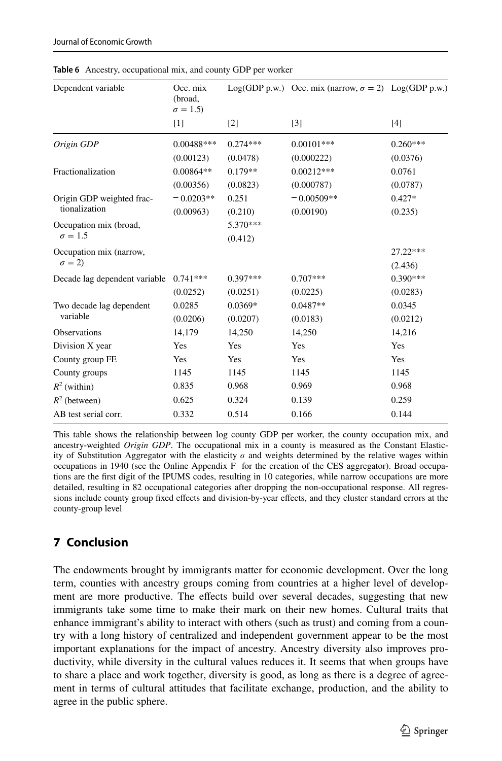**Table 6** Ancestry, occupational mix, and county GDP per worker

| Dependent variable | Occ. mix (broad, $\sigma = 1.5$) | Log(GDP p.w.) | Occ. mix (narrow, $\sigma = 2$) | Log(GDP p.w.) |
|---|---|---|---|---|
| | [1] | [2] | [3] | [4] |
| *Origin GDP* | 0.00488*** | 0.274*** | 0.00101*** | 0.260*** |
| | (0.00123) | (0.0478) | (0.000222) | (0.0376) |
| Fractionalization | 0.00864** | 0.179** | 0.00212*** | 0.0761 |
| | (0.00356) | (0.0823) | (0.000787) | (0.0787) |
| Origin GDP weighted fractionalization | −0.0203** | 0.251 | −0.00509** | 0.427* |
| | (0.00963) | (0.210) | (0.00190) | (0.235) |
| Occupation mix (broad, $\sigma = 1.5$ | | 5.370*** | | |
| | | (0.412) | | |
| Occupation mix (narrow, $\sigma = 2$) | | | | 27.22*** |
| | | | | (2.436) |
| Decade lag dependent variable | 0.741*** | 0.397*** | 0.707*** | 0.390*** |
| | (0.0252) | (0.0251) | (0.0225) | (0.0283) |
| Two decade lag dependent variable | 0.0285 | 0.0369* | 0.0487** | 0.0345 |
| | (0.0206) | (0.0207) | (0.0183) | (0.0212) |
| Observations | 14,179 | 14,250 | 14,250 | 14,216 |
| Division X year | Yes | Yes | Yes | Yes |
| County group FE | Yes | Yes | Yes | Yes |
| County groups | 1145 | 1145 | 1145 | 1145 |
| $R^2$ (within) | 0.835 | 0.968 | 0.969 | 0.968 |
| $R^2$ (between) | 0.625 | 0.324 | 0.139 | 0.259 |
| AB test serial corr. | 0.332 | 0.514 | 0.166 | 0.144 |

This table shows the relationship between log county GDP per worker, the county occupation mix, and ancestry-weighted *Origin GDP*. The occupational mix in a county is measured as the Constant Elasticity of Substitution Aggregator with the elasticity $\sigma$ and weights determined by the relative wages within occupations in 1940 (see the Online Appendix F for the creation of the CES aggregator). Broad occupations are the first digit of the IPUMS codes, resulting in 10 categories, while narrow occupations are more detailed, resulting in 82 occupational categories after dropping the non-occupational response. All regressions include county group fixed effects and division-by-year effects, and they cluster standard errors at the county-group level

## 7 Conclusion

The endowments brought by immigrants matter for economic development. Over the long term, counties with ancestry groups coming from countries at a higher level of development are more productive. The effects build over several decades, suggesting that new immigrants take some time to make their mark on their new homes. Cultural traits that enhance immigrant's ability to interact with others (such as trust) and coming from a country with a long history of centralized and independent government appear to be the most important explanations for the impact of ancestry. Ancestry diversity also improves productivity, while diversity in the cultural values reduces it. It seems that when groups have to share a place and work together, diversity is good, as long as there is a degree of agreement in terms of cultural attitudes that facilitate exchange, production, and the ability to agree in the public sphere.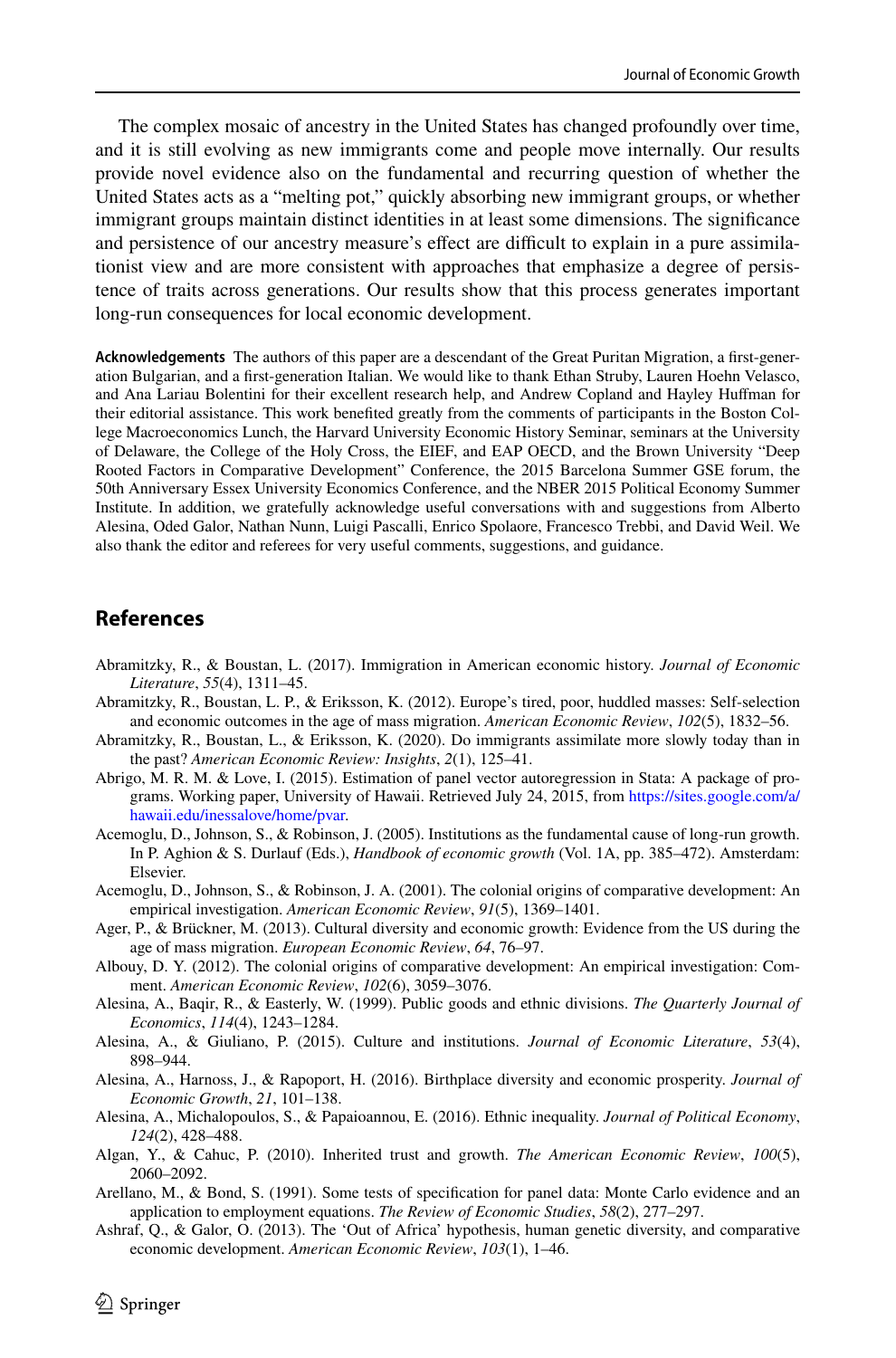The complex mosaic of ancestry in the United States has changed profoundly over time, and it is still evolving as new immigrants come and people move internally. Our results provide novel evidence also on the fundamental and recurring question of whether the United States acts as a "melting pot," quickly absorbing new immigrant groups, or whether immigrant groups maintain distinct identities in at least some dimensions. The significance and persistence of our ancestry measure's effect are difficult to explain in a pure assimilationist view and are more consistent with approaches that emphasize a degree of persistence of traits across generations. Our results show that this process generates important long-run consequences for local economic development.

**Acknowledgements** The authors of this paper are a descendant of the Great Puritan Migration, a first-generation Bulgarian, and a first-generation Italian. We would like to thank Ethan Struby, Lauren Hoehn Velasco, and Ana Lariau Bolentini for their excellent research help, and Andrew Copland and Hayley Huffman for their editorial assistance. This work benefited greatly from the comments of participants in the Boston College Macroeconomics Lunch, the Harvard University Economic History Seminar, seminars at the University of Delaware, the College of the Holy Cross, the EIEF, and EAP OECD, and the Brown University "Deep Rooted Factors in Comparative Development" Conference, the 2015 Barcelona Summer GSE forum, the 50th Anniversary Essex University Economics Conference, and the NBER 2015 Political Economy Summer Institute. In addition, we gratefully acknowledge useful conversations with and suggestions from Alberto Alesina, Oded Galor, Nathan Nunn, Luigi Pascalli, Enrico Spolaore, Francesco Trebbi, and David Weil. We also thank the editor and referees for very useful comments, suggestions, and guidance.

## References

Abramitzky, R., & Boustan, L. (2017). Immigration in American economic history. *Journal of Economic Literature*, *55*(4), 1311–45.

Abramitzky, R., Boustan, L. P., & Eriksson, K. (2012). Europe's tired, poor, huddled masses: Self-selection and economic outcomes in the age of mass migration. *American Economic Review*, *102*(5), 1832–56.

Abramitzky, R., Boustan, L., & Eriksson, K. (2020). Do immigrants assimilate more slowly today than in the past? *American Economic Review: Insights*, *2*(1), 125–41.

Abrigo, M. R. M. & Love, I. (2015). Estimation of panel vector autoregression in Stata: A package of programs. Working paper, University of Hawaii. Retrieved July 24, 2015, from https://sites.google.com/a/hawaii.edu/inessalove/home/pvar.

Acemoglu, D., Johnson, S., & Robinson, J. (2005). Institutions as the fundamental cause of long-run growth. In P. Aghion & S. Durlauf (Eds.), *Handbook of economic growth* (Vol. 1A, pp. 385–472). Amsterdam: Elsevier.

Acemoglu, D., Johnson, S., & Robinson, J. A. (2001). The colonial origins of comparative development: An empirical investigation. *American Economic Review*, *91*(5), 1369–1401.

Ager, P., & Brückner, M. (2013). Cultural diversity and economic growth: Evidence from the US during the age of mass migration. *European Economic Review*, *64*, 76–97.

Albouy, D. Y. (2012). The colonial origins of comparative development: An empirical investigation: Comment. *American Economic Review*, *102*(6), 3059–3076.

Alesina, A., Baqir, R., & Easterly, W. (1999). Public goods and ethnic divisions. *The Quarterly Journal of Economics*, *114*(4), 1243–1284.

Alesina, A., & Giuliano, P. (2015). Culture and institutions. *Journal of Economic Literature*, *53*(4), 898–944.

Alesina, A., Harnoss, J., & Rapoport, H. (2016). Birthplace diversity and economic prosperity. *Journal of Economic Growth*, *21*, 101–138.

Alesina, A., Michalopoulos, S., & Papaioannou, E. (2016). Ethnic inequality. *Journal of Political Economy*, *124*(2), 428–488.

Algan, Y., & Cahuc, P. (2010). Inherited trust and growth. *The American Economic Review*, *100*(5), 2060–2092.

Arellano, M., & Bond, S. (1991). Some tests of specification for panel data: Monte Carlo evidence and an application to employment equations. *The Review of Economic Studies*, *58*(2), 277–297.

Ashraf, Q., & Galor, O. (2013). The 'Out of Africa' hypothesis, human genetic diversity, and comparative economic development. *American Economic Review*, *103*(1), 1–46.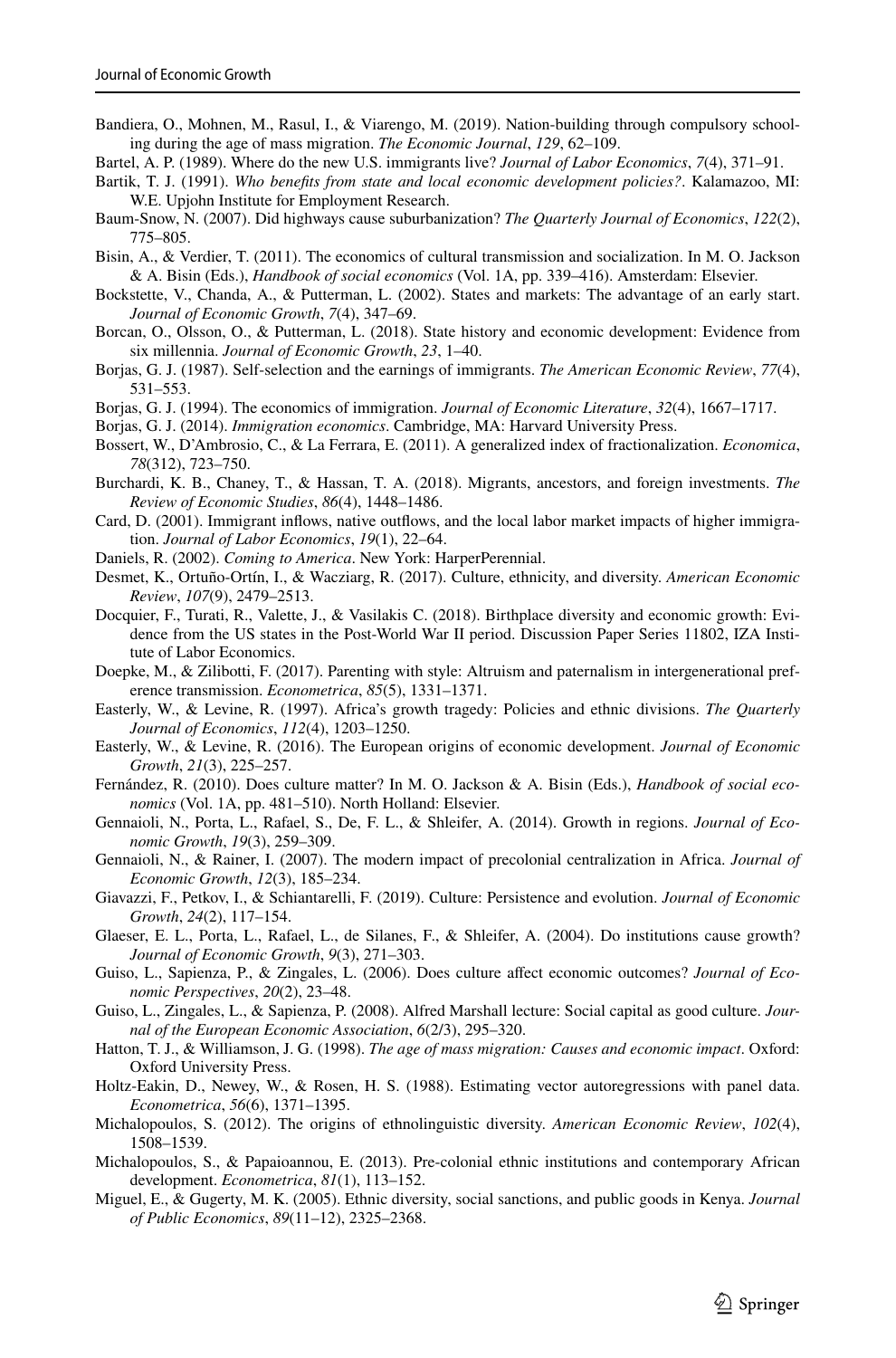Bandiera, O., Mohnen, M., Rasul, I., & Viarengo, M. (2019). Nation-building through compulsory schooling during the age of mass migration. *The Economic Journal*, *129*, 62–109.

Bartel, A. P. (1989). Where do the new U.S. immigrants live? *Journal of Labor Economics*, *7*(4), 371–91.

Bartik, T. J. (1991). *Who benefits from state and local economic development policies?*. Kalamazoo, MI: W.E. Upjohn Institute for Employment Research.

Baum-Snow, N. (2007). Did highways cause suburbanization? *The Quarterly Journal of Economics*, *122*(2), 775–805.

Bisin, A., & Verdier, T. (2011). The economics of cultural transmission and socialization. In M. O. Jackson & A. Bisin (Eds.), *Handbook of social economics* (Vol. 1A, pp. 339–416). Amsterdam: Elsevier.

Bockstette, V., Chanda, A., & Putterman, L. (2002). States and markets: The advantage of an early start. *Journal of Economic Growth*, *7*(4), 347–69.

Borcan, O., Olsson, O., & Putterman, L. (2018). State history and economic development: Evidence from six millennia. *Journal of Economic Growth*, *23*, 1–40.

Borjas, G. J. (1987). Self-selection and the earnings of immigrants. *The American Economic Review*, *77*(4), 531–553.

Borjas, G. J. (1994). The economics of immigration. *Journal of Economic Literature*, *32*(4), 1667–1717.

Borjas, G. J. (2014). *Immigration economics*. Cambridge, MA: Harvard University Press.

Bossert, W., D'Ambrosio, C., & La Ferrara, E. (2011). A generalized index of fractionalization. *Economica*, *78*(312), 723–750.

Burchardi, K. B., Chaney, T., & Hassan, T. A. (2018). Migrants, ancestors, and foreign investments. *The Review of Economic Studies*, *86*(4), 1448–1486.

Card, D. (2001). Immigrant inflows, native outflows, and the local labor market impacts of higher immigration. *Journal of Labor Economics*, *19*(1), 22–64.

Daniels, R. (2002). *Coming to America*. New York: HarperPerennial.

Desmet, K., Ortuño-Ortín, I., & Wacziarg, R. (2017). Culture, ethnicity, and diversity. *American Economic Review*, *107*(9), 2479–2513.

Docquier, F., Turati, R., Valette, J., & Vasilakis C. (2018). Birthplace diversity and economic growth: Evidence from the US states in the Post-World War II period. Discussion Paper Series 11802, IZA Institute of Labor Economics.

Doepke, M., & Zilibotti, F. (2017). Parenting with style: Altruism and paternalism in intergenerational preference transmission. *Econometrica*, *85*(5), 1331–1371.

Easterly, W., & Levine, R. (1997). Africa's growth tragedy: Policies and ethnic divisions. *The Quarterly Journal of Economics*, *112*(4), 1203–1250.

Easterly, W., & Levine, R. (2016). The European origins of economic development. *Journal of Economic Growth*, *21*(3), 225–257.

Fernández, R. (2010). Does culture matter? In M. O. Jackson & A. Bisin (Eds.), *Handbook of social economics* (Vol. 1A, pp. 481–510). North Holland: Elsevier.

Gennaioli, N., Porta, L., Rafael, S., De, F. L., & Shleifer, A. (2014). Growth in regions. *Journal of Economic Growth*, *19*(3), 259–309.

Gennaioli, N., & Rainer, I. (2007). The modern impact of precolonial centralization in Africa. *Journal of Economic Growth*, *12*(3), 185–234.

Giavazzi, F., Petkov, I., & Schiantarelli, F. (2019). Culture: Persistence and evolution. *Journal of Economic Growth*, *24*(2), 117–154.

Glaeser, E. L., Porta, L., Rafael, L., de Silanes, F., & Shleifer, A. (2004). Do institutions cause growth? *Journal of Economic Growth*, *9*(3), 271–303.

Guiso, L., Sapienza, P., & Zingales, L. (2006). Does culture affect economic outcomes? *Journal of Economic Perspectives*, *20*(2), 23–48.

Guiso, L., Zingales, L., & Sapienza, P. (2008). Alfred Marshall lecture: Social capital as good culture. *Journal of the European Economic Association*, *6*(2/3), 295–320.

Hatton, T. J., & Williamson, J. G. (1998). *The age of mass migration: Causes and economic impact*. Oxford: Oxford University Press.

Holtz-Eakin, D., Newey, W., & Rosen, H. S. (1988). Estimating vector autoregressions with panel data. *Econometrica*, *56*(6), 1371–1395.

Michalopoulos, S. (2012). The origins of ethnolinguistic diversity. *American Economic Review*, *102*(4), 1508–1539.

Michalopoulos, S., & Papaioannou, E. (2013). Pre-colonial ethnic institutions and contemporary African development. *Econometrica*, *81*(1), 113–152.

Miguel, E., & Gugerty, M. K. (2005). Ethnic diversity, social sanctions, and public goods in Kenya. *Journal of Public Economics*, *89*(11–12), 2325–2368.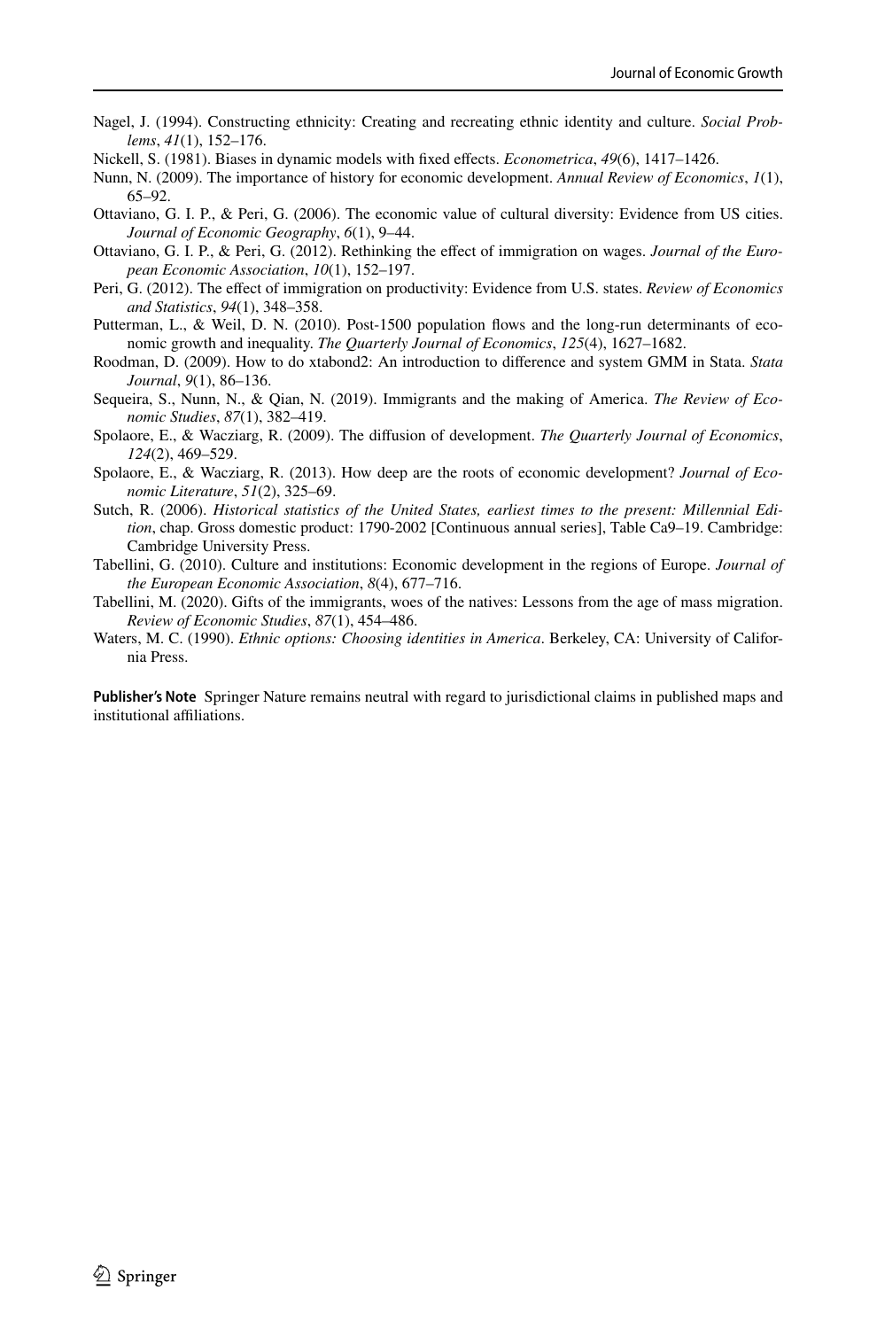Nagel, J. (1994). Constructing ethnicity: Creating and recreating ethnic identity and culture. *Social Problems*, *41*(1), 152–176.

Nickell, S. (1981). Biases in dynamic models with fixed effects. *Econometrica*, *49*(6), 1417–1426.

Nunn, N. (2009). The importance of history for economic development. *Annual Review of Economics*, *1*(1), 65–92.

Ottaviano, G. I. P., & Peri, G. (2006). The economic value of cultural diversity: Evidence from US cities. *Journal of Economic Geography*, *6*(1), 9–44.

Ottaviano, G. I. P., & Peri, G. (2012). Rethinking the effect of immigration on wages. *Journal of the European Economic Association*, *10*(1), 152–197.

Peri, G. (2012). The effect of immigration on productivity: Evidence from U.S. states. *Review of Economics and Statistics*, *94*(1), 348–358.

Putterman, L., & Weil, D. N. (2010). Post-1500 population flows and the long-run determinants of economic growth and inequality. *The Quarterly Journal of Economics*, *125*(4), 1627–1682.

Roodman, D. (2009). How to do xtabond2: An introduction to difference and system GMM in Stata. *Stata Journal*, *9*(1), 86–136.

Sequeira, S., Nunn, N., & Qian, N. (2019). Immigrants and the making of America. *The Review of Economic Studies*, *87*(1), 382–419.

Spolaore, E., & Wacziarg, R. (2009). The diffusion of development. *The Quarterly Journal of Economics*, *124*(2), 469–529.

Spolaore, E., & Wacziarg, R. (2013). How deep are the roots of economic development? *Journal of Economic Literature*, *51*(2), 325–69.

Sutch, R. (2006). *Historical statistics of the United States, earliest times to the present: Millennial Edition*, chap. Gross domestic product: 1790-2002 [Continuous annual series], Table Ca9–19. Cambridge: Cambridge University Press.

Tabellini, G. (2010). Culture and institutions: Economic development in the regions of Europe. *Journal of the European Economic Association*, *8*(4), 677–716.

Tabellini, M. (2020). Gifts of the immigrants, woes of the natives: Lessons from the age of mass migration. *Review of Economic Studies*, *87*(1), 454–486.

Waters, M. C. (1990). *Ethnic options: Choosing identities in America*. Berkeley, CA: University of California Press.

**Publisher's Note** Springer Nature remains neutral with regard to jurisdictional claims in published maps and institutional affiliations.